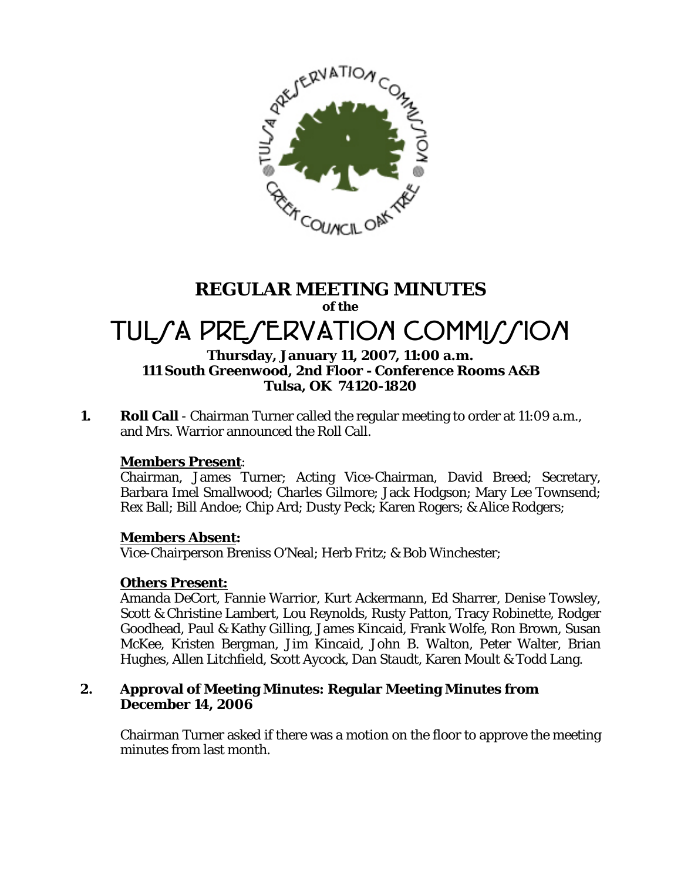# REGULAR MEETING MINUTES

**of the**

# TULSA PRESERVATION COMMISSION

**Thursday, January 11, 2007, 11:00 a.m.**
**111 South Greenwood, 2nd Floor - Conference Rooms A&B**
**Tulsa, OK 74120-1820**

**1. Roll Call** - Chairman Turner called the regular meeting to order at 11:09 a.m., and Mrs. Warrior announced the Roll Call.

**Members Present**:
Chairman, James Turner; Acting Vice-Chairman, David Breed; Secretary, Barbara Imel Smallwood; Charles Gilmore; Jack Hodgson; Mary Lee Townsend; Rex Ball; Bill Andoe; Chip Ard; Dusty Peck; Karen Rogers; & Alice Rodgers;

**Members Absent:**
Vice-Chairperson Breniss O'Neal; Herb Fritz; & Bob Winchester;

**Others Present:**
Amanda DeCort, Fannie Warrior, Kurt Ackermann, Ed Sharrer, Denise Towsley, Scott & Christine Lambert, Lou Reynolds, Rusty Patton, Tracy Robinette, Rodger Goodhead, Paul & Kathy Gilling, James Kincaid, Frank Wolfe, Ron Brown, Susan McKee, Kristen Bergman, Jim Kincaid, John B. Walton, Peter Walter, Brian Hughes, Allen Litchfield, Scott Aycock, Dan Staudt, Karen Moult & Todd Lang.

**2. Approval of Meeting Minutes: Regular Meeting Minutes from December 14, 2006**

Chairman Turner asked if there was a motion on the floor to approve the meeting minutes from last month.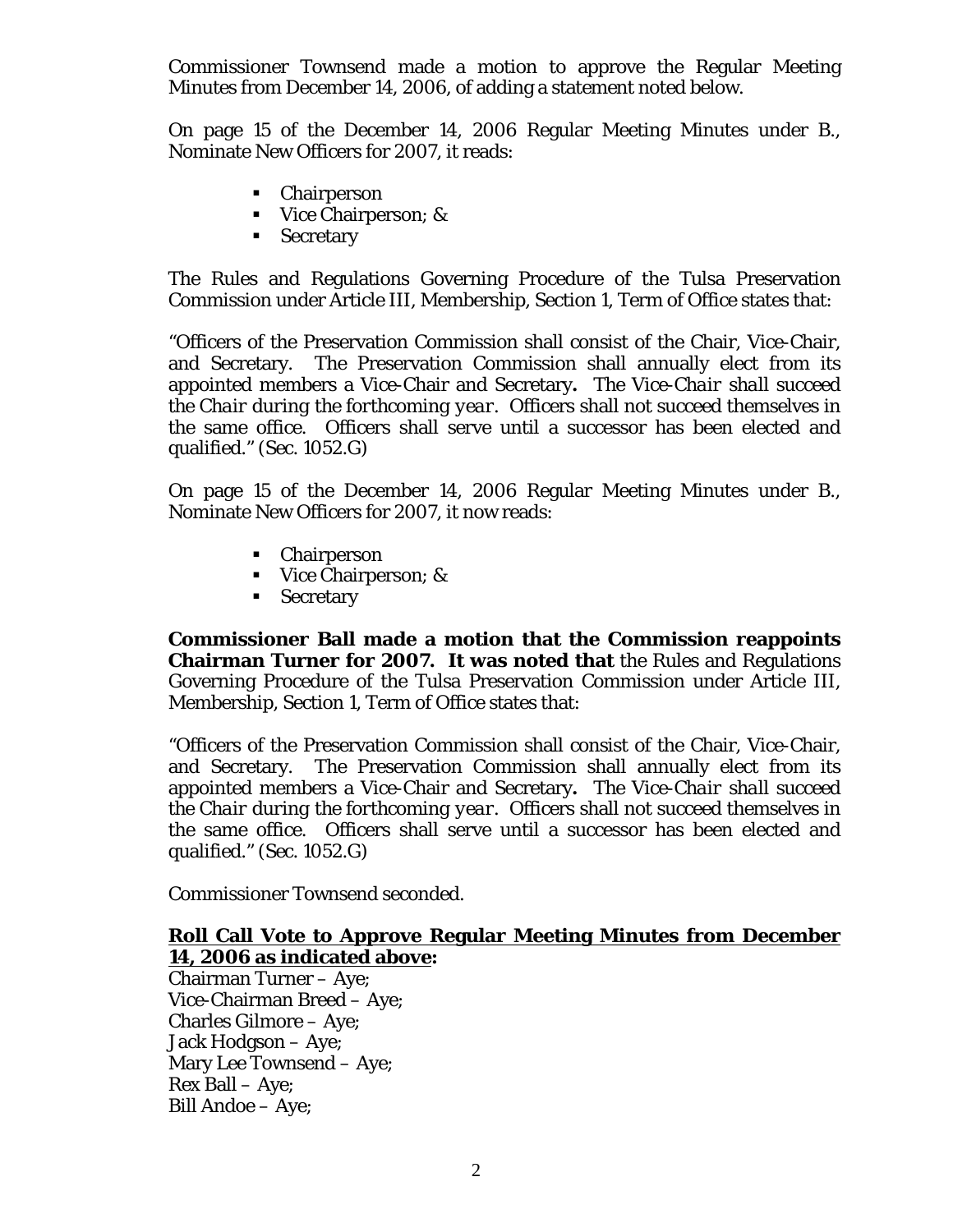Commissioner Townsend made a motion to approve the Regular Meeting Minutes from December 14, 2006, of adding a statement noted below.

On page 15 of the December 14, 2006 Regular Meeting Minutes under B., Nominate New Officers for 2007, it reads:

- Chairperson
- Vice Chairperson; &
- Secretary

The Rules and Regulations Governing Procedure of the Tulsa Preservation Commission under Article III, Membership, Section 1, Term of Office states that:

"Officers of the Preservation Commission shall consist of the Chair, Vice-Chair, and Secretary. The Preservation Commission shall annually elect from its appointed members a Vice-Chair and Secretary**.** *The Vice-Chair shall succeed the Chair during the forthcoming year.* Officers shall not succeed themselves in the same office. Officers shall serve until a successor has been elected and qualified." (Sec. 1052.G)

On page 15 of the December 14, 2006 Regular Meeting Minutes under B., Nominate New Officers for 2007, it now reads:

- Chairperson
- Vice Chairperson; &
- Secretary

**Commissioner Ball made a motion that the Commission reappoints Chairman Turner for 2007. It was noted that** the Rules and Regulations Governing Procedure of the Tulsa Preservation Commission under Article III, Membership, Section 1, Term of Office states that:

"Officers of the Preservation Commission shall consist of the Chair, Vice-Chair, and Secretary. The Preservation Commission shall annually elect from its appointed members a Vice-Chair and Secretary**.** *The Vice-Chair shall succeed the Chair during the forthcoming year.* Officers shall not succeed themselves in the same office. Officers shall serve until a successor has been elected and qualified." (Sec. 1052.G)

Commissioner Townsend seconded.

**Roll Call Vote to Approve Regular Meeting Minutes from December 14, 2006 as indicated above:**

Chairman Turner – Aye;
Vice-Chairman Breed – Aye;
Charles Gilmore – Aye;
Jack Hodgson – Aye;
Mary Lee Townsend – Aye;
Rex Ball – Aye;
Bill Andoe – Aye;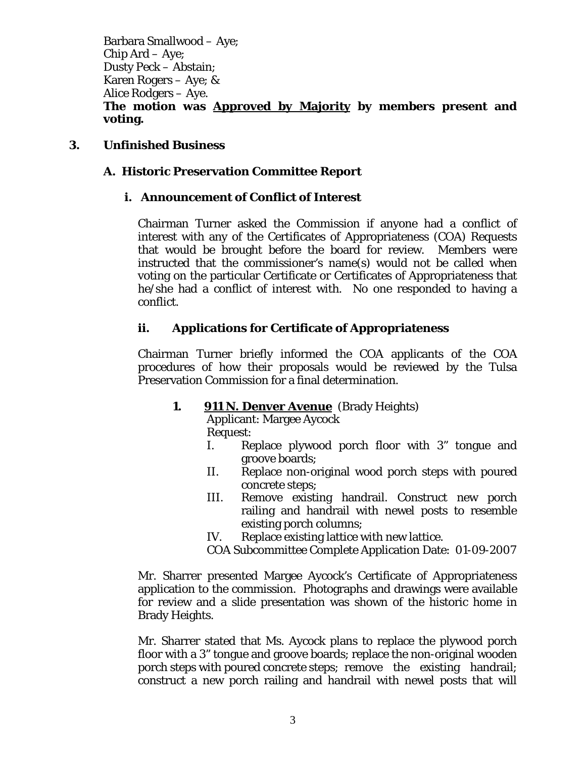Barbara Smallwood – Aye;
Chip Ard – Aye;
Dusty Peck – Abstain;
Karen Rogers – Aye; &
Alice Rodgers – Aye.

**The motion was Approved by Majority by members present and voting.**

## 3. Unfinished Business

### A. Historic Preservation Committee Report

#### i. Announcement of Conflict of Interest

Chairman Turner asked the Commission if anyone had a conflict of interest with any of the Certificates of Appropriateness (COA) Requests that would be brought before the board for review. Members were instructed that the commissioner's name(s) would not be called when voting on the particular Certificate or Certificates of Appropriateness that he/she had a conflict of interest with. No one responded to having a conflict.

#### ii. Applications for Certificate of Appropriateness

Chairman Turner briefly informed the COA applicants of the COA procedures of how their proposals would be reviewed by the Tulsa Preservation Commission for a final determination.

**1. 911 N. Denver Avenue** (Brady Heights)
Applicant: Margee Aycock
Request:

- I. Replace plywood porch floor with 3" tongue and groove boards;
- II. Replace non-original wood porch steps with poured concrete steps;
- III. Remove existing handrail. Construct new porch railing and handrail with newel posts to resemble existing porch columns;
- IV. Replace existing lattice with new lattice.

COA Subcommittee Complete Application Date: 01-09-2007

Mr. Sharrer presented Margee Aycock's Certificate of Appropriateness application to the commission. Photographs and drawings were available for review and a slide presentation was shown of the historic home in Brady Heights.

Mr. Sharrer stated that Ms. Aycock plans to replace the plywood porch floor with a 3" tongue and groove boards; replace the non-original wooden porch steps with poured concrete steps; remove the existing handrail; construct a new porch railing and handrail with newel posts that will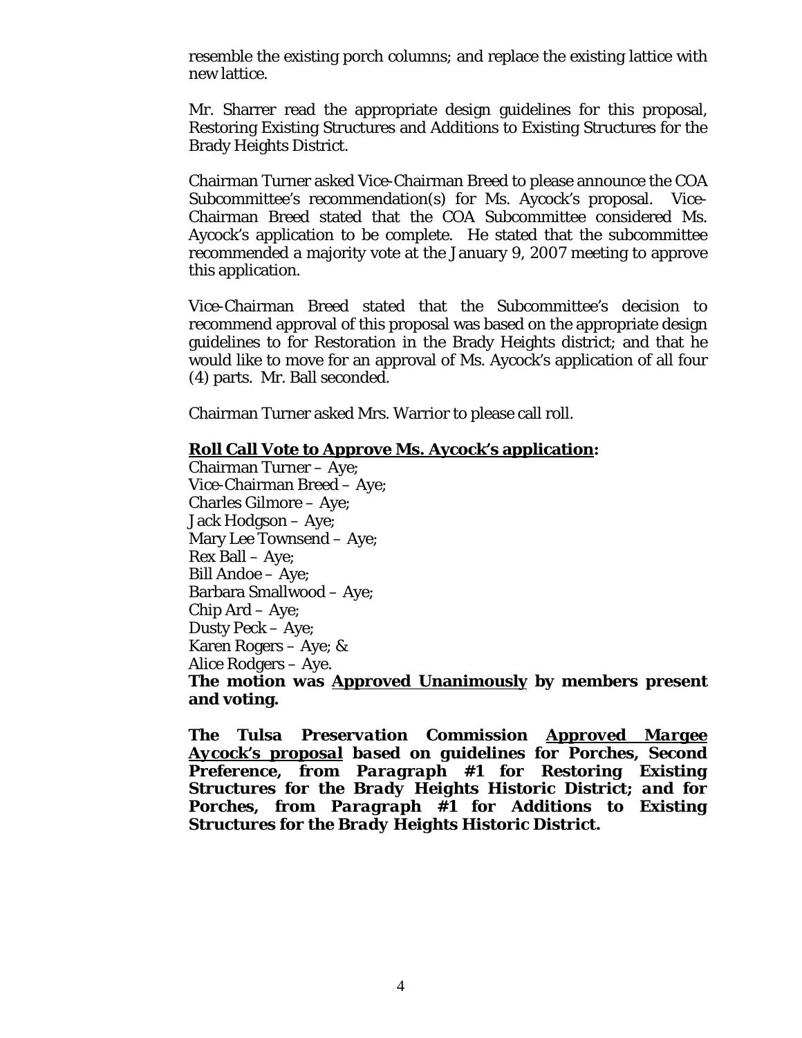resemble the existing porch columns; and replace the existing lattice with new lattice.

Mr. Sharrer read the appropriate design guidelines for this proposal, Restoring Existing Structures and Additions to Existing Structures for the Brady Heights District.

Chairman Turner asked Vice-Chairman Breed to please announce the COA Subcommittee's recommendation(s) for Ms. Aycock's proposal. Vice-Chairman Breed stated that the COA Subcommittee considered Ms. Aycock's application to be complete. He stated that the subcommittee recommended a majority vote at the January 9, 2007 meeting to approve this application.

Vice-Chairman Breed stated that the Subcommittee's decision to recommend approval of this proposal was based on the appropriate design guidelines to for Restoration in the Brady Heights district; and that he would like to move for an approval of Ms. Aycock's application of all four (4) parts. Mr. Ball seconded.

Chairman Turner asked Mrs. Warrior to please call roll.

**<u>Roll Call Vote to Approve Ms. Aycock's application</u>:**

Chairman Turner – Aye;
Vice-Chairman Breed – Aye;
Charles Gilmore – Aye;
Jack Hodgson – Aye;
Mary Lee Townsend – Aye;
Rex Ball – Aye;
Bill Andoe – Aye;
Barbara Smallwood – Aye;
Chip Ard – Aye;
Dusty Peck – Aye;
Karen Rogers – Aye; &
Alice Rodgers – Aye.

**The motion was <u>Approved Unanimously</u> by members present and voting.**

***The Tulsa Preservation Commission <u>Approved Margee Aycock's proposal</u> based on guidelines for Porches, Second Preference, from Paragraph #1 for Restoring Existing Structures for the Brady Heights Historic District; and for Porches, from Paragraph #1 for Additions to Existing Structures for the Brady Heights Historic District.***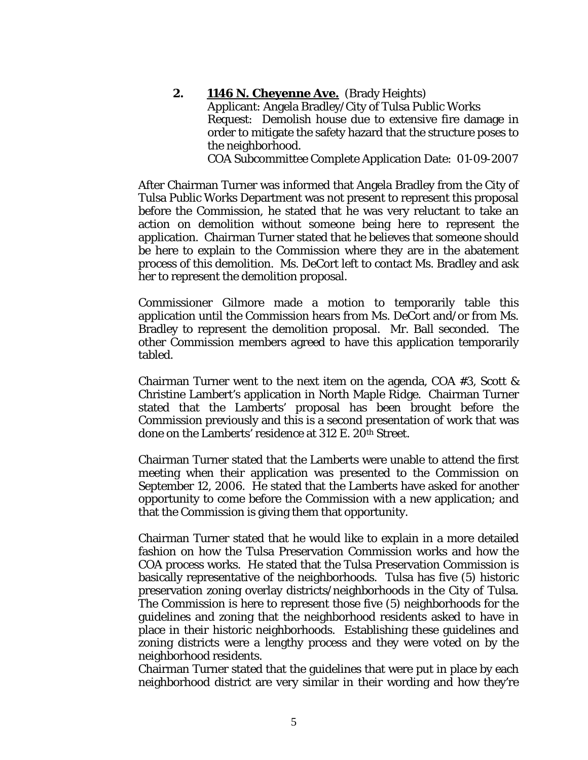**2. <u>1146 N. Cheyenne Ave.</u>** (Brady Heights)
Applicant: Angela Bradley/City of Tulsa Public Works
Request: Demolish house due to extensive fire damage in order to mitigate the safety hazard that the structure poses to the neighborhood.
COA Subcommittee Complete Application Date: 01-09-2007

After Chairman Turner was informed that Angela Bradley from the City of Tulsa Public Works Department was not present to represent this proposal before the Commission, he stated that he was very reluctant to take an action on demolition without someone being here to represent the application. Chairman Turner stated that he believes that someone should be here to explain to the Commission where they are in the abatement process of this demolition. Ms. DeCort left to contact Ms. Bradley and ask her to represent the demolition proposal.

Commissioner Gilmore made a motion to temporarily table this application until the Commission hears from Ms. DeCort and/or from Ms. Bradley to represent the demolition proposal. Mr. Ball seconded. The other Commission members agreed to have this application temporarily tabled.

Chairman Turner went to the next item on the agenda, COA #3, Scott & Christine Lambert's application in North Maple Ridge. Chairman Turner stated that the Lamberts' proposal has been brought before the Commission previously and this is a second presentation of work that was done on the Lamberts' residence at 312 E. 20th Street.

Chairman Turner stated that the Lamberts were unable to attend the first meeting when their application was presented to the Commission on September 12, 2006. He stated that the Lamberts have asked for another opportunity to come before the Commission with a new application; and that the Commission is giving them that opportunity.

Chairman Turner stated that he would like to explain in a more detailed fashion on how the Tulsa Preservation Commission works and how the COA process works. He stated that the Tulsa Preservation Commission is basically representative of the neighborhoods. Tulsa has five (5) historic preservation zoning overlay districts/neighborhoods in the City of Tulsa. The Commission is here to represent those five (5) neighborhoods for the guidelines and zoning that the neighborhood residents asked to have in place in their historic neighborhoods. Establishing these guidelines and zoning districts were a lengthy process and they were voted on by the neighborhood residents.
Chairman Turner stated that the guidelines that were put in place by each neighborhood district are very similar in their wording and how they're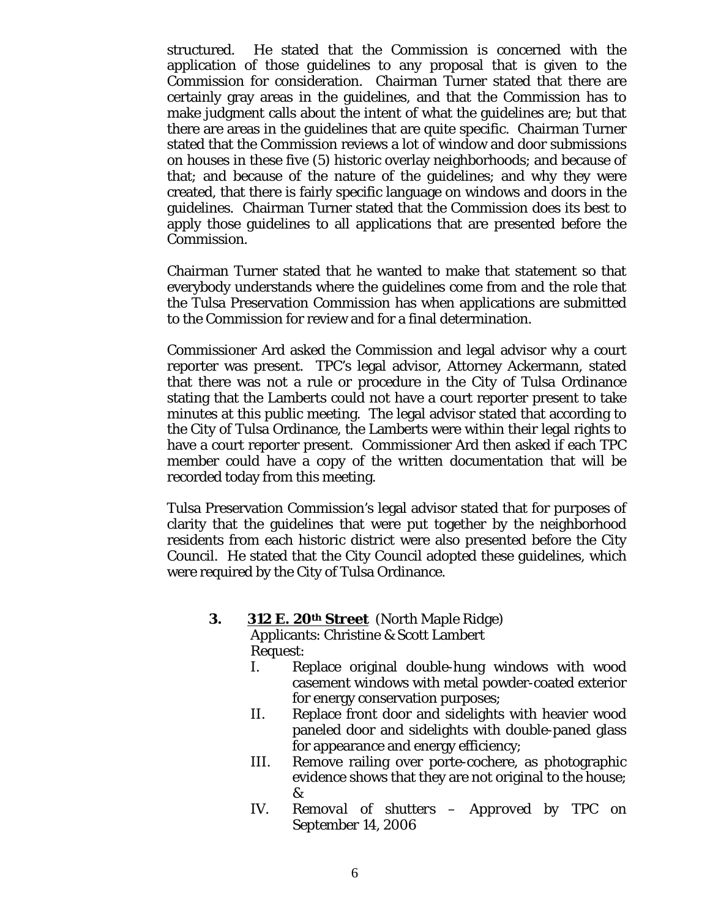structured. He stated that the Commission is concerned with the application of those guidelines to any proposal that is given to the Commission for consideration. Chairman Turner stated that there are certainly gray areas in the guidelines, and that the Commission has to make judgment calls about the intent of what the guidelines are; but that there are areas in the guidelines that are quite specific. Chairman Turner stated that the Commission reviews a lot of window and door submissions on houses in these five (5) historic overlay neighborhoods; and because of that; and because of the nature of the guidelines; and why they were created, that there is fairly specific language on windows and doors in the guidelines. Chairman Turner stated that the Commission does its best to apply those guidelines to all applications that are presented before the Commission.

Chairman Turner stated that he wanted to make that statement so that everybody understands where the guidelines come from and the role that the Tulsa Preservation Commission has when applications are submitted to the Commission for review and for a final determination.

Commissioner Ard asked the Commission and legal advisor why a court reporter was present. TPC's legal advisor, Attorney Ackermann, stated that there was not a rule or procedure in the City of Tulsa Ordinance stating that the Lamberts could not have a court reporter present to take minutes at this public meeting. The legal advisor stated that according to the City of Tulsa Ordinance, the Lamberts were within their legal rights to have a court reporter present. Commissioner Ard then asked if each TPC member could have a copy of the written documentation that will be recorded today from this meeting.

Tulsa Preservation Commission's legal advisor stated that for purposes of clarity that the guidelines that were put together by the neighborhood residents from each historic district were also presented before the City Council. He stated that the City Council adopted these guidelines, which were required by the City of Tulsa Ordinance.

**3. 312 E. 20th Street** (North Maple Ridge)
Applicants: Christine & Scott Lambert
Request:

I. Replace original double-hung windows with wood casement windows with metal powder-coated exterior for energy conservation purposes;
II. Replace front door and sidelights with heavier wood paneled door and sidelights with double-paned glass for appearance and energy efficiency;
III. Remove railing over porte-cochere, as photographic evidence shows that they are not original to the house; &
IV. *Removal of shutters – Approved by TPC on September 14, 2006*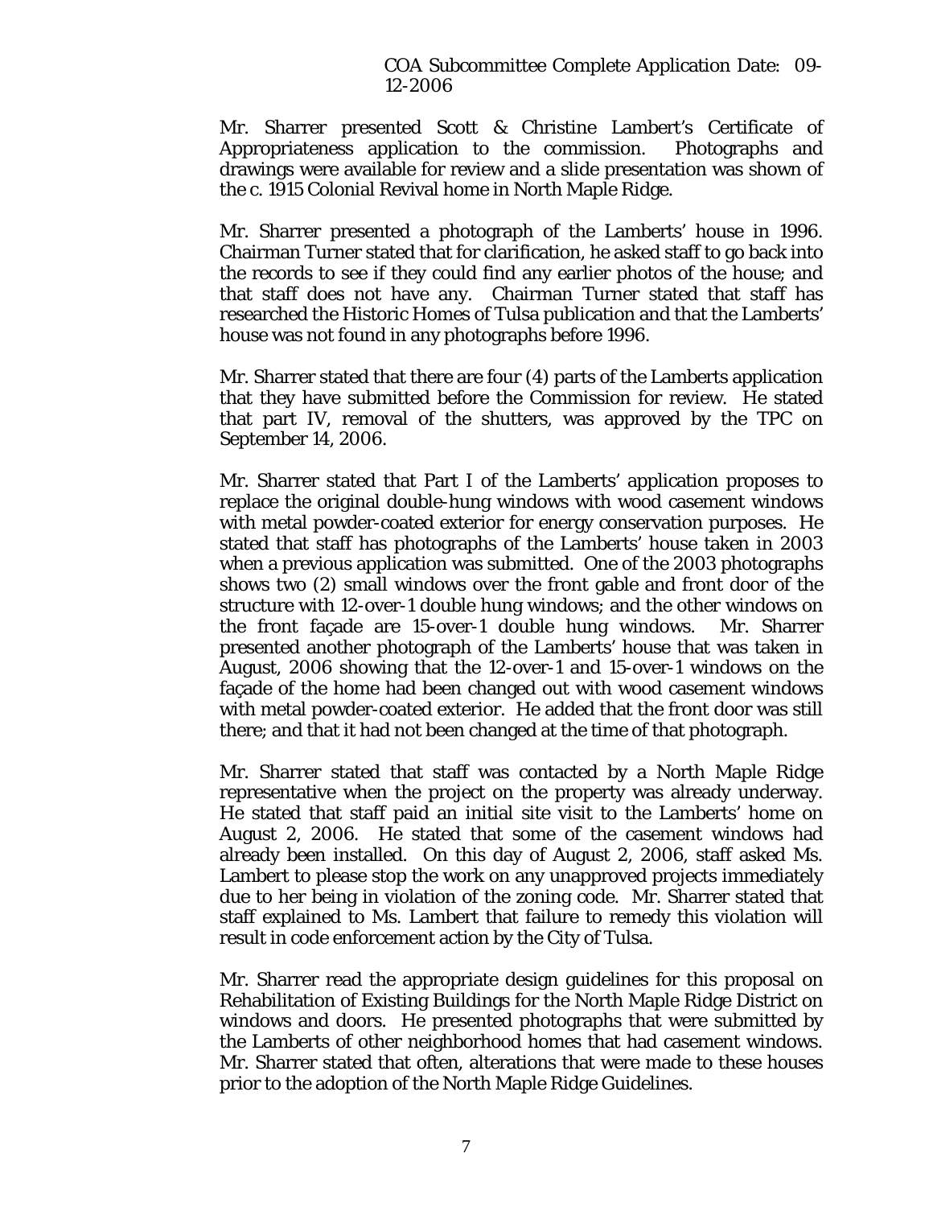COA Subcommittee Complete Application Date: 09-12-2006

Mr. Sharrer presented Scott & Christine Lambert's Certificate of Appropriateness application to the commission. Photographs and drawings were available for review and a slide presentation was shown of the c. 1915 Colonial Revival home in North Maple Ridge.

Mr. Sharrer presented a photograph of the Lamberts' house in 1996. Chairman Turner stated that for clarification, he asked staff to go back into the records to see if they could find any earlier photos of the house; and that staff does not have any. Chairman Turner stated that staff has researched the Historic Homes of Tulsa publication and that the Lamberts' house was not found in any photographs before 1996.

Mr. Sharrer stated that there are four (4) parts of the Lamberts application that they have submitted before the Commission for review. He stated that part IV, removal of the shutters, was approved by the TPC on September 14, 2006.

Mr. Sharrer stated that Part I of the Lamberts' application proposes to replace the original double-hung windows with wood casement windows with metal powder-coated exterior for energy conservation purposes. He stated that staff has photographs of the Lamberts' house taken in 2003 when a previous application was submitted. One of the 2003 photographs shows two (2) small windows over the front gable and front door of the structure with 12-over-1 double hung windows; and the other windows on the front façade are 15-over-1 double hung windows. Mr. Sharrer presented another photograph of the Lamberts' house that was taken in August, 2006 showing that the 12-over-1 and 15-over-1 windows on the façade of the home had been changed out with wood casement windows with metal powder-coated exterior. He added that the front door was still there; and that it had not been changed at the time of that photograph.

Mr. Sharrer stated that staff was contacted by a North Maple Ridge representative when the project on the property was already underway. He stated that staff paid an initial site visit to the Lamberts' home on August 2, 2006. He stated that some of the casement windows had already been installed. On this day of August 2, 2006, staff asked Ms. Lambert to please stop the work on any unapproved projects immediately due to her being in violation of the zoning code. Mr. Sharrer stated that staff explained to Ms. Lambert that failure to remedy this violation will result in code enforcement action by the City of Tulsa.

Mr. Sharrer read the appropriate design guidelines for this proposal on Rehabilitation of Existing Buildings for the North Maple Ridge District on windows and doors. He presented photographs that were submitted by the Lamberts of other neighborhood homes that had casement windows. Mr. Sharrer stated that often, alterations that were made to these houses prior to the adoption of the North Maple Ridge Guidelines.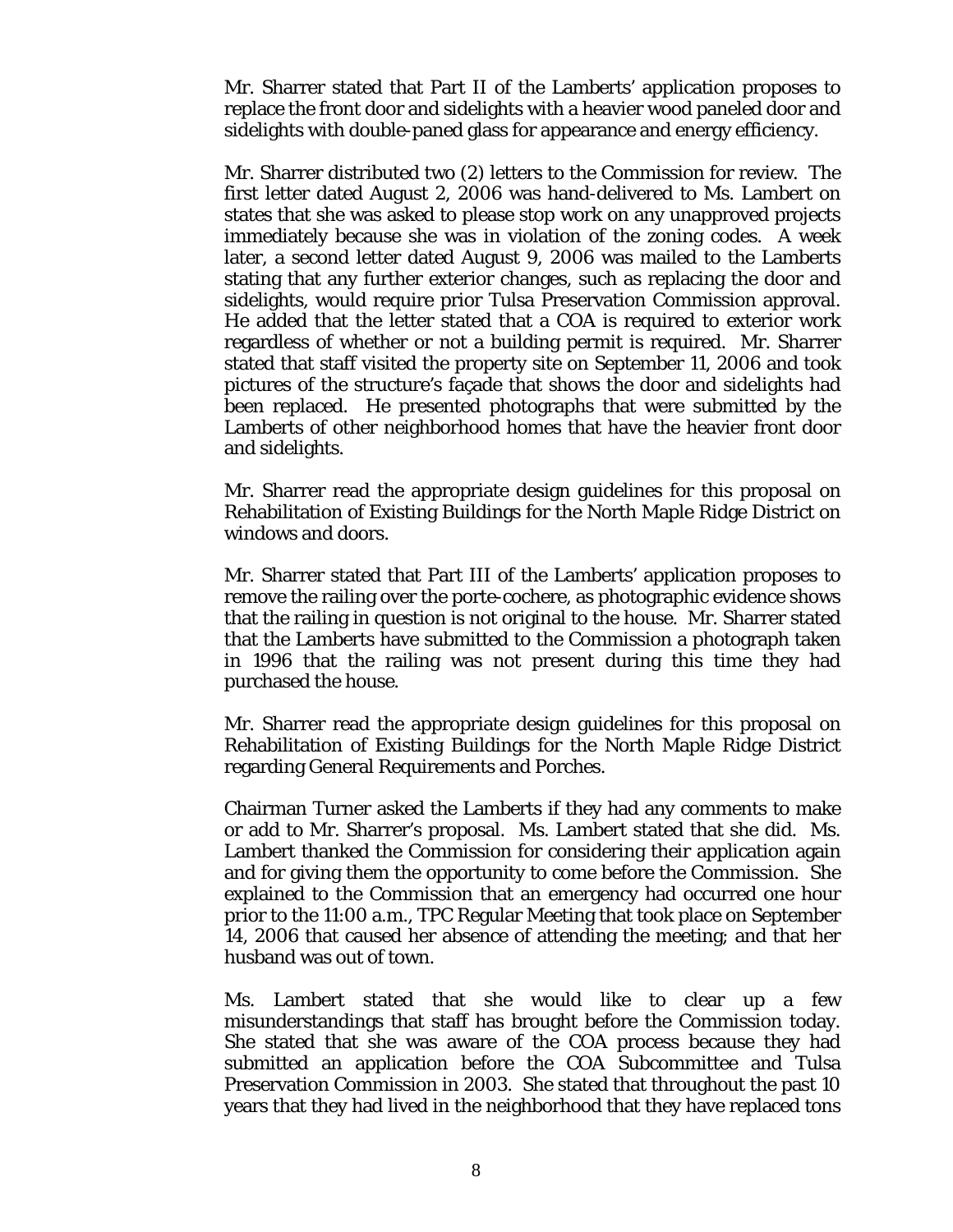Mr. Sharrer stated that Part II of the Lamberts' application proposes to replace the front door and sidelights with a heavier wood paneled door and sidelights with double-paned glass for appearance and energy efficiency.

Mr. Sharrer distributed two (2) letters to the Commission for review. The first letter dated August 2, 2006 was hand-delivered to Ms. Lambert on states that she was asked to please stop work on any unapproved projects immediately because she was in violation of the zoning codes. A week later, a second letter dated August 9, 2006 was mailed to the Lamberts stating that any further exterior changes, such as replacing the door and sidelights, would require prior Tulsa Preservation Commission approval. He added that the letter stated that a COA is required to exterior work regardless of whether or not a building permit is required. Mr. Sharrer stated that staff visited the property site on September 11, 2006 and took pictures of the structure's façade that shows the door and sidelights had been replaced. He presented photographs that were submitted by the Lamberts of other neighborhood homes that have the heavier front door and sidelights.

Mr. Sharrer read the appropriate design guidelines for this proposal on Rehabilitation of Existing Buildings for the North Maple Ridge District on windows and doors.

Mr. Sharrer stated that Part III of the Lamberts' application proposes to remove the railing over the porte-cochere, as photographic evidence shows that the railing in question is not original to the house. Mr. Sharrer stated that the Lamberts have submitted to the Commission a photograph taken in 1996 that the railing was not present during this time they had purchased the house.

Mr. Sharrer read the appropriate design guidelines for this proposal on Rehabilitation of Existing Buildings for the North Maple Ridge District regarding General Requirements and Porches.

Chairman Turner asked the Lamberts if they had any comments to make or add to Mr. Sharrer's proposal. Ms. Lambert stated that she did. Ms. Lambert thanked the Commission for considering their application again and for giving them the opportunity to come before the Commission. She explained to the Commission that an emergency had occurred one hour prior to the 11:00 a.m., TPC Regular Meeting that took place on September 14, 2006 that caused her absence of attending the meeting; and that her husband was out of town.

Ms. Lambert stated that she would like to clear up a few misunderstandings that staff has brought before the Commission today. She stated that she was aware of the COA process because they had submitted an application before the COA Subcommittee and Tulsa Preservation Commission in 2003. She stated that throughout the past 10 years that they had lived in the neighborhood that they have replaced tons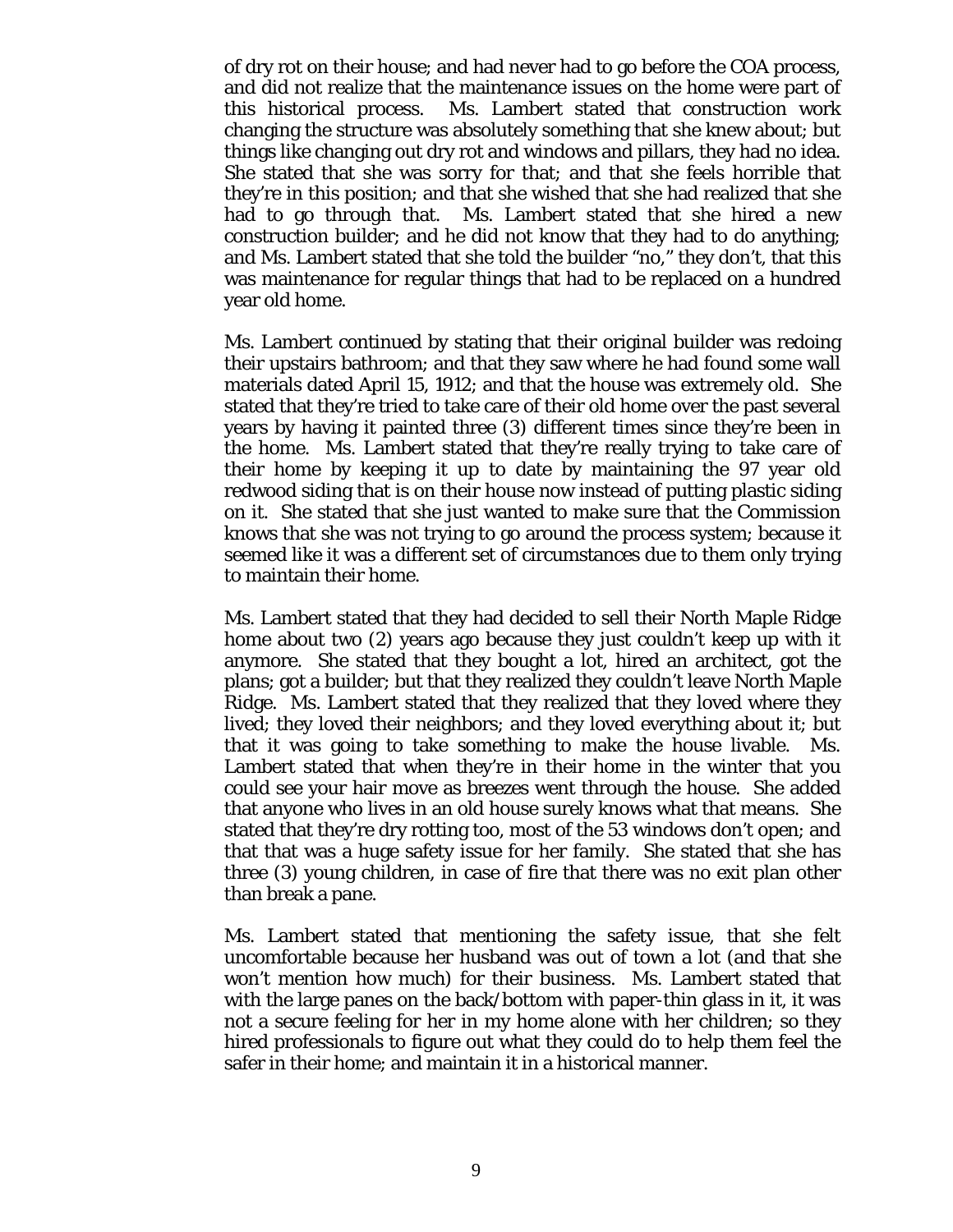of dry rot on their house; and had never had to go before the COA process, and did not realize that the maintenance issues on the home were part of this historical process. Ms. Lambert stated that construction work changing the structure was absolutely something that she knew about; but things like changing out dry rot and windows and pillars, they had no idea. She stated that she was sorry for that; and that she feels horrible that they're in this position; and that she wished that she had realized that she had to go through that. Ms. Lambert stated that she hired a new construction builder; and he did not know that they had to do anything; and Ms. Lambert stated that she told the builder "no," they don't, that this was maintenance for regular things that had to be replaced on a hundred year old home.

Ms. Lambert continued by stating that their original builder was redoing their upstairs bathroom; and that they saw where he had found some wall materials dated April 15, 1912; and that the house was extremely old. She stated that they're tried to take care of their old home over the past several years by having it painted three (3) different times since they're been in the home. Ms. Lambert stated that they're really trying to take care of their home by keeping it up to date by maintaining the 97 year old redwood siding that is on their house now instead of putting plastic siding on it. She stated that she just wanted to make sure that the Commission knows that she was not trying to go around the process system; because it seemed like it was a different set of circumstances due to them only trying to maintain their home.

Ms. Lambert stated that they had decided to sell their North Maple Ridge home about two (2) years ago because they just couldn't keep up with it anymore. She stated that they bought a lot, hired an architect, got the plans; got a builder; but that they realized they couldn't leave North Maple Ridge. Ms. Lambert stated that they realized that they loved where they lived; they loved their neighbors; and they loved everything about it; but that it was going to take something to make the house livable. Ms. Lambert stated that when they're in their home in the winter that you could see your hair move as breezes went through the house. She added that anyone who lives in an old house surely knows what that means. She stated that they're dry rotting too, most of the 53 windows don't open; and that that was a huge safety issue for her family. She stated that she has three (3) young children, in case of fire that there was no exit plan other than break a pane.

Ms. Lambert stated that mentioning the safety issue, that she felt uncomfortable because her husband was out of town a lot (and that she won't mention how much) for their business. Ms. Lambert stated that with the large panes on the back/bottom with paper-thin glass in it, it was not a secure feeling for her in my home alone with her children; so they hired professionals to figure out what they could do to help them feel the safer in their home; and maintain it in a historical manner.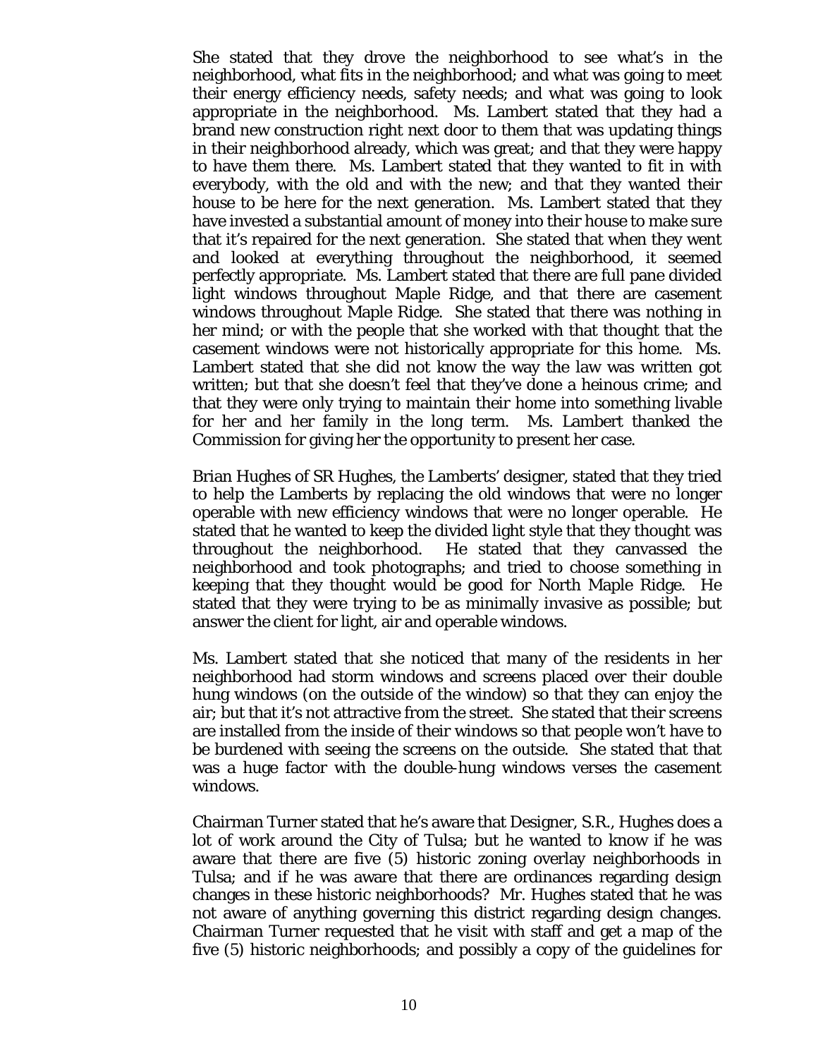She stated that they drove the neighborhood to see what's in the neighborhood, what fits in the neighborhood; and what was going to meet their energy efficiency needs, safety needs; and what was going to look appropriate in the neighborhood. Ms. Lambert stated that they had a brand new construction right next door to them that was updating things in their neighborhood already, which was great; and that they were happy to have them there. Ms. Lambert stated that they wanted to fit in with everybody, with the old and with the new; and that they wanted their house to be here for the next generation. Ms. Lambert stated that they have invested a substantial amount of money into their house to make sure that it's repaired for the next generation. She stated that when they went and looked at everything throughout the neighborhood, it seemed perfectly appropriate. Ms. Lambert stated that there are full pane divided light windows throughout Maple Ridge, and that there are casement windows throughout Maple Ridge. She stated that there was nothing in her mind; or with the people that she worked with that thought that the casement windows were not historically appropriate for this home. Ms. Lambert stated that she did not know the way the law was written got written; but that she doesn't feel that they've done a heinous crime; and that they were only trying to maintain their home into something livable for her and her family in the long term. Ms. Lambert thanked the Commission for giving her the opportunity to present her case.

Brian Hughes of SR Hughes, the Lamberts' designer, stated that they tried to help the Lamberts by replacing the old windows that were no longer operable with new efficiency windows that were no longer operable. He stated that he wanted to keep the divided light style that they thought was throughout the neighborhood. He stated that they canvassed the neighborhood and took photographs; and tried to choose something in keeping that they thought would be good for North Maple Ridge. He stated that they were trying to be as minimally invasive as possible; but answer the client for light, air and operable windows.

Ms. Lambert stated that she noticed that many of the residents in her neighborhood had storm windows and screens placed over their double hung windows (on the outside of the window) so that they can enjoy the air; but that it's not attractive from the street. She stated that their screens are installed from the inside of their windows so that people won't have to be burdened with seeing the screens on the outside. She stated that that was a huge factor with the double-hung windows verses the casement windows.

Chairman Turner stated that he's aware that Designer, S.R., Hughes does a lot of work around the City of Tulsa; but he wanted to know if he was aware that there are five (5) historic zoning overlay neighborhoods in Tulsa; and if he was aware that there are ordinances regarding design changes in these historic neighborhoods? Mr. Hughes stated that he was not aware of anything governing this district regarding design changes. Chairman Turner requested that he visit with staff and get a map of the five (5) historic neighborhoods; and possibly a copy of the guidelines for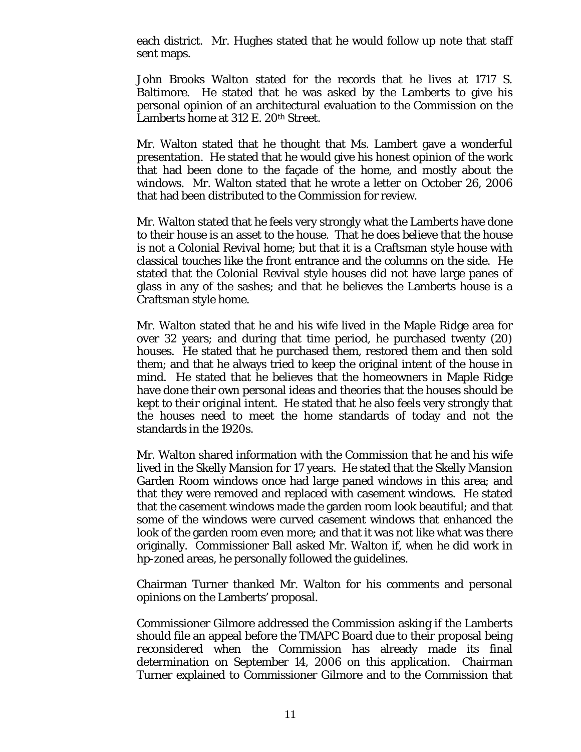each district. Mr. Hughes stated that he would follow up note that staff sent maps.

John Brooks Walton stated for the records that he lives at 1717 S. Baltimore. He stated that he was asked by the Lamberts to give his personal opinion of an architectural evaluation to the Commission on the Lamberts home at 312 E. 20th Street.

Mr. Walton stated that he thought that Ms. Lambert gave a wonderful presentation. He stated that he would give his honest opinion of the work that had been done to the façade of the home, and mostly about the windows. Mr. Walton stated that he wrote a letter on October 26, 2006 that had been distributed to the Commission for review.

Mr. Walton stated that he feels very strongly what the Lamberts have done to their house is an asset to the house. That he does believe that the house is not a Colonial Revival home; but that it is a Craftsman style house with classical touches like the front entrance and the columns on the side. He stated that the Colonial Revival style houses did not have large panes of glass in any of the sashes; and that he believes the Lamberts house is a Craftsman style home.

Mr. Walton stated that he and his wife lived in the Maple Ridge area for over 32 years; and during that time period, he purchased twenty (20) houses. He stated that he purchased them, restored them and then sold them; and that he always tried to keep the original intent of the house in mind. He stated that he believes that the homeowners in Maple Ridge have done their own personal ideas and theories that the houses should be kept to their original intent. He stated that he also feels very strongly that the houses need to meet the home standards of today and not the standards in the 1920s.

Mr. Walton shared information with the Commission that he and his wife lived in the Skelly Mansion for 17 years. He stated that the Skelly Mansion Garden Room windows once had large paned windows in this area; and that they were removed and replaced with casement windows. He stated that the casement windows made the garden room look beautiful; and that some of the windows were curved casement windows that enhanced the look of the garden room even more; and that it was not like what was there originally. Commissioner Ball asked Mr. Walton if, when he did work in hp-zoned areas, he personally followed the guidelines.

Chairman Turner thanked Mr. Walton for his comments and personal opinions on the Lamberts' proposal.

Commissioner Gilmore addressed the Commission asking if the Lamberts should file an appeal before the TMAPC Board due to their proposal being reconsidered when the Commission has already made its final determination on September 14, 2006 on this application. Chairman Turner explained to Commissioner Gilmore and to the Commission that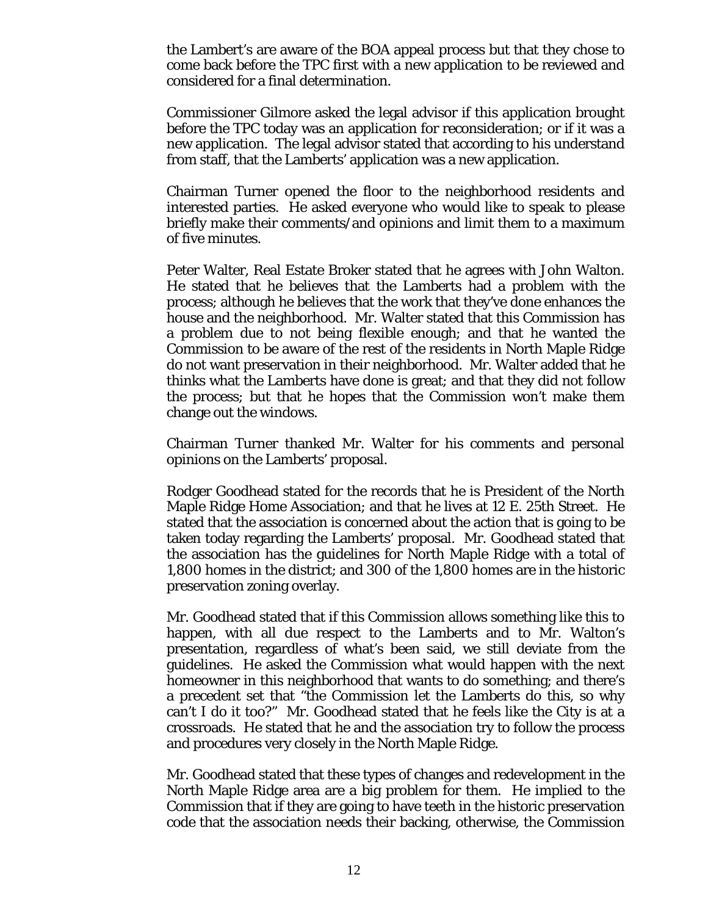the Lambert's are aware of the BOA appeal process but that they chose to come back before the TPC first with a new application to be reviewed and considered for a final determination.

Commissioner Gilmore asked the legal advisor if this application brought before the TPC today was an application for reconsideration; or if it was a new application. The legal advisor stated that according to his understand from staff, that the Lamberts' application was a new application.

Chairman Turner opened the floor to the neighborhood residents and interested parties. He asked everyone who would like to speak to please briefly make their comments/and opinions and limit them to a maximum of five minutes.

Peter Walter, Real Estate Broker stated that he agrees with John Walton. He stated that he believes that the Lamberts had a problem with the process; although he believes that the work that they've done enhances the house and the neighborhood. Mr. Walter stated that this Commission has a problem due to not being flexible enough; and that he wanted the Commission to be aware of the rest of the residents in North Maple Ridge do not want preservation in their neighborhood. Mr. Walter added that he thinks what the Lamberts have done is great; and that they did not follow the process; but that he hopes that the Commission won't make them change out the windows.

Chairman Turner thanked Mr. Walter for his comments and personal opinions on the Lamberts' proposal.

Rodger Goodhead stated for the records that he is President of the North Maple Ridge Home Association; and that he lives at 12 E. 25th Street. He stated that the association is concerned about the action that is going to be taken today regarding the Lamberts' proposal. Mr. Goodhead stated that the association has the guidelines for North Maple Ridge with a total of 1,800 homes in the district; and 300 of the 1,800 homes are in the historic preservation zoning overlay.

Mr. Goodhead stated that if this Commission allows something like this to happen, with all due respect to the Lamberts and to Mr. Walton's presentation, regardless of what's been said, we still deviate from the guidelines. He asked the Commission what would happen with the next homeowner in this neighborhood that wants to do something; and there's a precedent set that "the Commission let the Lamberts do this, so why can't I do it too?" Mr. Goodhead stated that he feels like the City is at a crossroads. He stated that he and the association try to follow the process and procedures very closely in the North Maple Ridge.

Mr. Goodhead stated that these types of changes and redevelopment in the North Maple Ridge area are a big problem for them. He implied to the Commission that if they are going to have teeth in the historic preservation code that the association needs their backing, otherwise, the Commission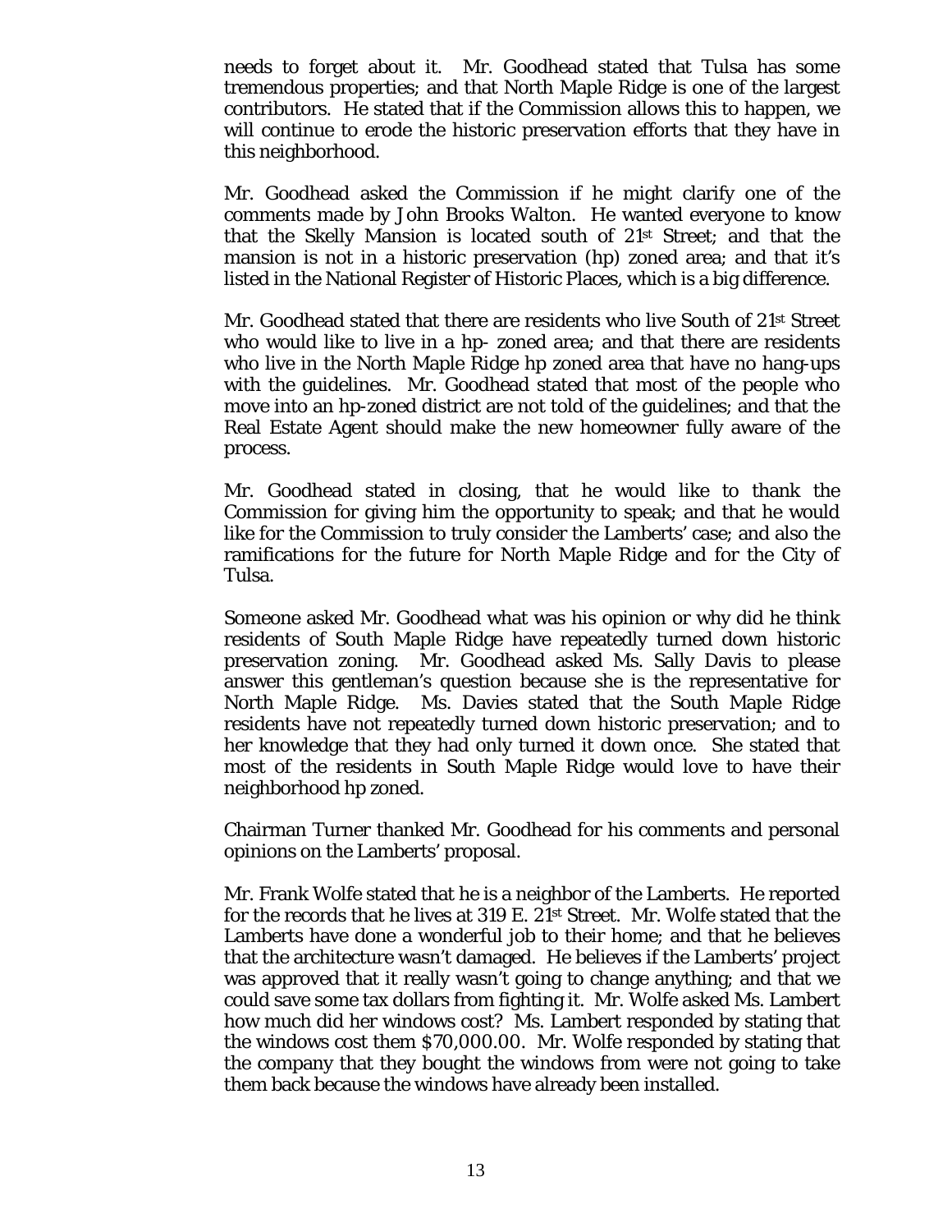needs to forget about it. Mr. Goodhead stated that Tulsa has some tremendous properties; and that North Maple Ridge is one of the largest contributors. He stated that if the Commission allows this to happen, we will continue to erode the historic preservation efforts that they have in this neighborhood.

Mr. Goodhead asked the Commission if he might clarify one of the comments made by John Brooks Walton. He wanted everyone to know that the Skelly Mansion is located south of 21st Street; and that the mansion is not in a historic preservation (hp) zoned area; and that it's listed in the National Register of Historic Places, which is a big difference.

Mr. Goodhead stated that there are residents who live South of 21st Street who would like to live in a hp- zoned area; and that there are residents who live in the North Maple Ridge hp zoned area that have no hang-ups with the guidelines. Mr. Goodhead stated that most of the people who move into an hp-zoned district are not told of the guidelines; and that the Real Estate Agent should make the new homeowner fully aware of the process.

Mr. Goodhead stated in closing, that he would like to thank the Commission for giving him the opportunity to speak; and that he would like for the Commission to truly consider the Lamberts' case; and also the ramifications for the future for North Maple Ridge and for the City of Tulsa.

Someone asked Mr. Goodhead what was his opinion or why did he think residents of South Maple Ridge have repeatedly turned down historic preservation zoning. Mr. Goodhead asked Ms. Sally Davis to please answer this gentleman's question because she is the representative for North Maple Ridge. Ms. Davies stated that the South Maple Ridge residents have not repeatedly turned down historic preservation; and to her knowledge that they had only turned it down once. She stated that most of the residents in South Maple Ridge would love to have their neighborhood hp zoned.

Chairman Turner thanked Mr. Goodhead for his comments and personal opinions on the Lamberts' proposal.

Mr. Frank Wolfe stated that he is a neighbor of the Lamberts. He reported for the records that he lives at 319 E. 21st Street. Mr. Wolfe stated that the Lamberts have done a wonderful job to their home; and that he believes that the architecture wasn't damaged. He believes if the Lamberts' project was approved that it really wasn't going to change anything; and that we could save some tax dollars from fighting it. Mr. Wolfe asked Ms. Lambert how much did her windows cost? Ms. Lambert responded by stating that the windows cost them $70,000.00. Mr. Wolfe responded by stating that the company that they bought the windows from were not going to take them back because the windows have already been installed.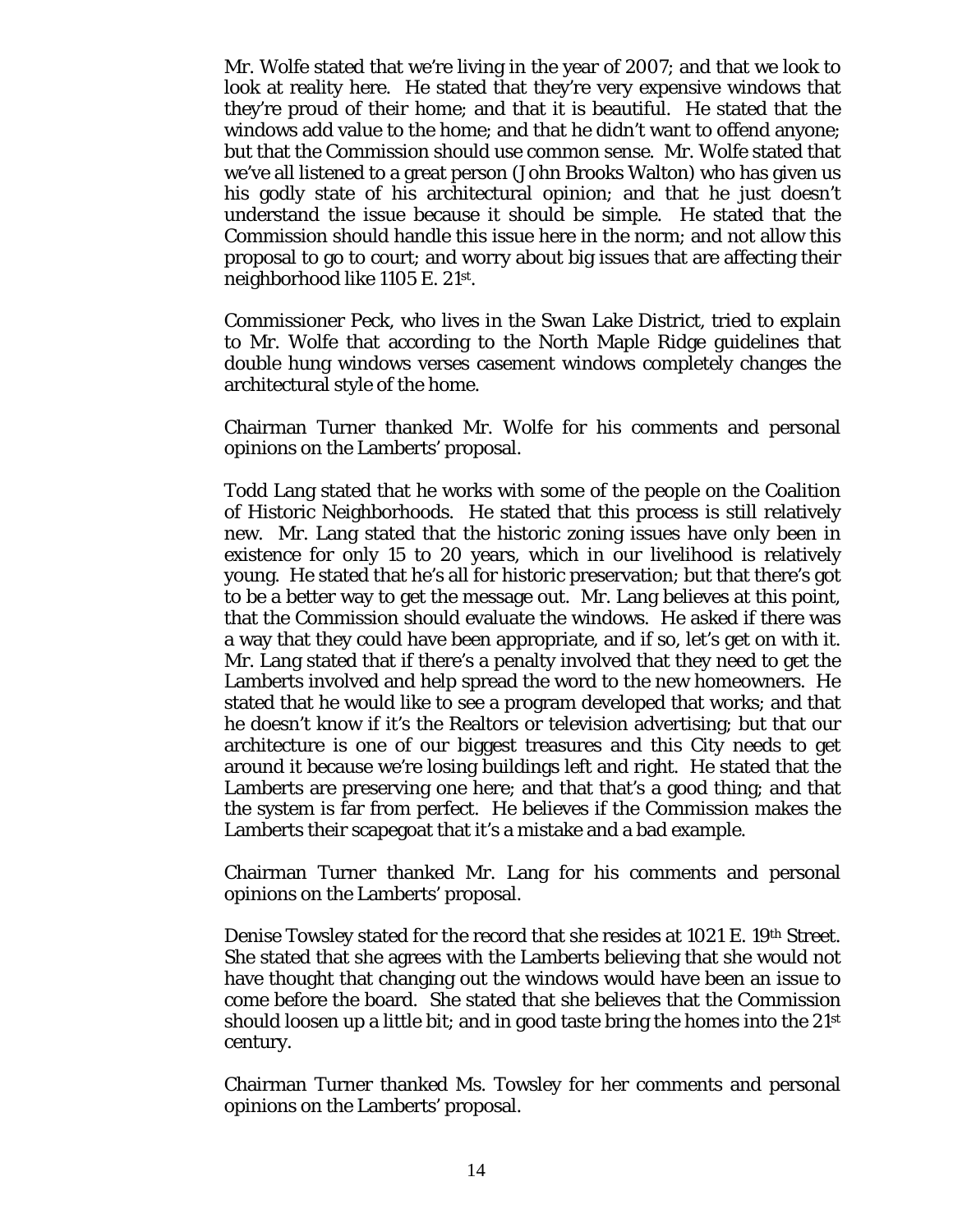Mr. Wolfe stated that we're living in the year of 2007; and that we look to look at reality here. He stated that they're very expensive windows that they're proud of their home; and that it is beautiful. He stated that the windows add value to the home; and that he didn't want to offend anyone; but that the Commission should use common sense. Mr. Wolfe stated that we've all listened to a great person (John Brooks Walton) who has given us his godly state of his architectural opinion; and that he just doesn't understand the issue because it should be simple. He stated that the Commission should handle this issue here in the norm; and not allow this proposal to go to court; and worry about big issues that are affecting their neighborhood like 1105 E. 21st.

Commissioner Peck, who lives in the Swan Lake District, tried to explain to Mr. Wolfe that according to the North Maple Ridge guidelines that double hung windows verses casement windows completely changes the architectural style of the home.

Chairman Turner thanked Mr. Wolfe for his comments and personal opinions on the Lamberts' proposal.

Todd Lang stated that he works with some of the people on the Coalition of Historic Neighborhoods. He stated that this process is still relatively new. Mr. Lang stated that the historic zoning issues have only been in existence for only 15 to 20 years, which in our livelihood is relatively young. He stated that he's all for historic preservation; but that there's got to be a better way to get the message out. Mr. Lang believes at this point, that the Commission should evaluate the windows. He asked if there was a way that they could have been appropriate, and if so, let's get on with it. Mr. Lang stated that if there's a penalty involved that they need to get the Lamberts involved and help spread the word to the new homeowners. He stated that he would like to see a program developed that works; and that he doesn't know if it's the Realtors or television advertising; but that our architecture is one of our biggest treasures and this City needs to get around it because we're losing buildings left and right. He stated that the Lamberts are preserving one here; and that that's a good thing; and that the system is far from perfect. He believes if the Commission makes the Lamberts their scapegoat that it's a mistake and a bad example.

Chairman Turner thanked Mr. Lang for his comments and personal opinions on the Lamberts' proposal.

Denise Towsley stated for the record that she resides at 1021 E. 19th Street. She stated that she agrees with the Lamberts believing that she would not have thought that changing out the windows would have been an issue to come before the board. She stated that she believes that the Commission should loosen up a little bit; and in good taste bring the homes into the 21st century.

Chairman Turner thanked Ms. Towsley for her comments and personal opinions on the Lamberts' proposal.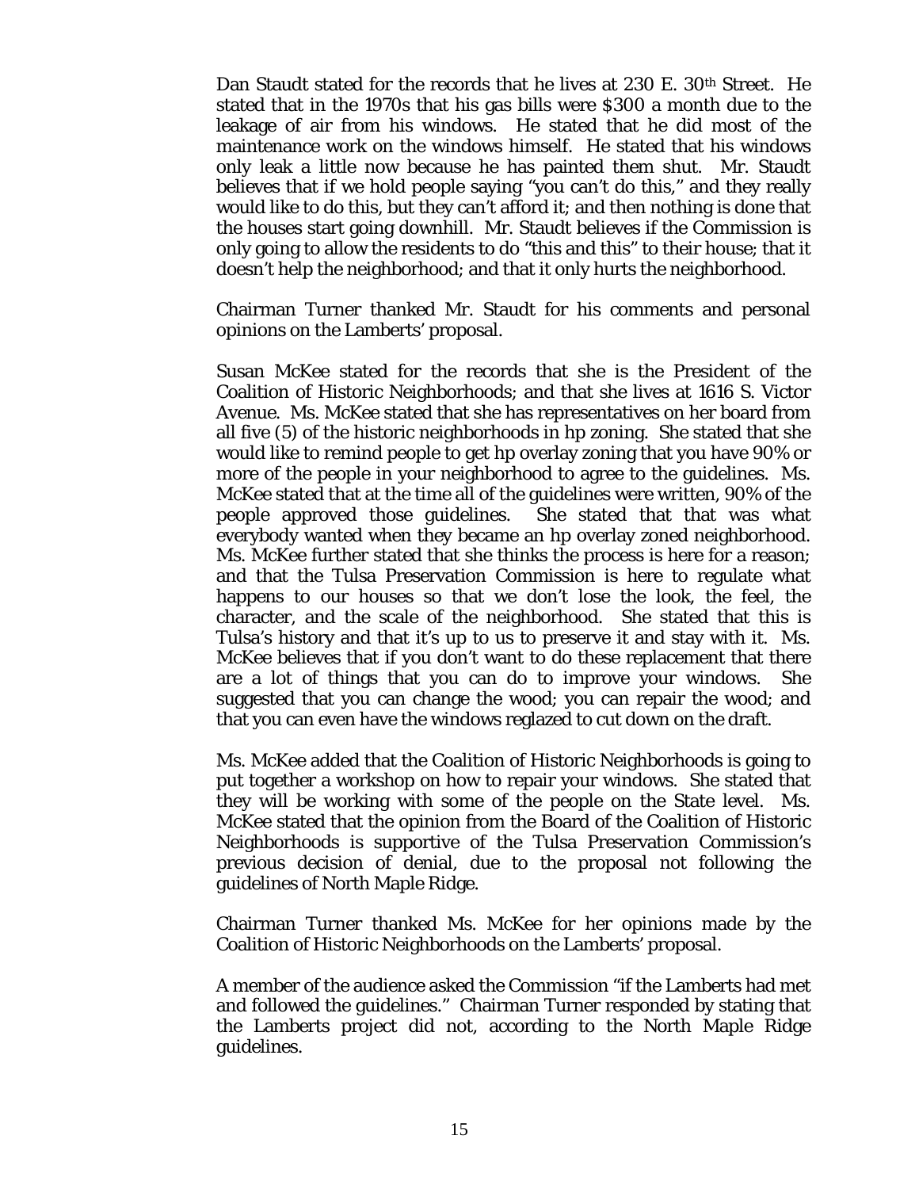Dan Staudt stated for the records that he lives at 230 E. 30th Street. He stated that in the 1970s that his gas bills were $300 a month due to the leakage of air from his windows. He stated that he did most of the maintenance work on the windows himself. He stated that his windows only leak a little now because he has painted them shut. Mr. Staudt believes that if we hold people saying "you can't do this," and they really would like to do this, but they can't afford it; and then nothing is done that the houses start going downhill. Mr. Staudt believes if the Commission is only going to allow the residents to do "this and this" to their house; that it doesn't help the neighborhood; and that it only hurts the neighborhood.

Chairman Turner thanked Mr. Staudt for his comments and personal opinions on the Lamberts' proposal.

Susan McKee stated for the records that she is the President of the Coalition of Historic Neighborhoods; and that she lives at 1616 S. Victor Avenue. Ms. McKee stated that she has representatives on her board from all five (5) of the historic neighborhoods in hp zoning. She stated that she would like to remind people to get hp overlay zoning that you have 90% or more of the people in your neighborhood to agree to the guidelines. Ms. McKee stated that at the time all of the guidelines were written, 90% of the people approved those guidelines. She stated that that was what everybody wanted when they became an hp overlay zoned neighborhood. Ms. McKee further stated that she thinks the process is here for a reason; and that the Tulsa Preservation Commission is here to regulate what happens to our houses so that we don't lose the look, the feel, the character, and the scale of the neighborhood. She stated that this is Tulsa's history and that it's up to us to preserve it and stay with it. Ms. McKee believes that if you don't want to do these replacement that there are a lot of things that you can do to improve your windows. She suggested that you can change the wood; you can repair the wood; and that you can even have the windows reglazed to cut down on the draft.

Ms. McKee added that the Coalition of Historic Neighborhoods is going to put together a workshop on how to repair your windows. She stated that they will be working with some of the people on the State level. Ms. McKee stated that the opinion from the Board of the Coalition of Historic Neighborhoods is supportive of the Tulsa Preservation Commission's previous decision of denial, due to the proposal not following the guidelines of North Maple Ridge.

Chairman Turner thanked Ms. McKee for her opinions made by the Coalition of Historic Neighborhoods on the Lamberts' proposal.

A member of the audience asked the Commission "if the Lamberts had met and followed the guidelines." Chairman Turner responded by stating that the Lamberts project did not, according to the North Maple Ridge guidelines.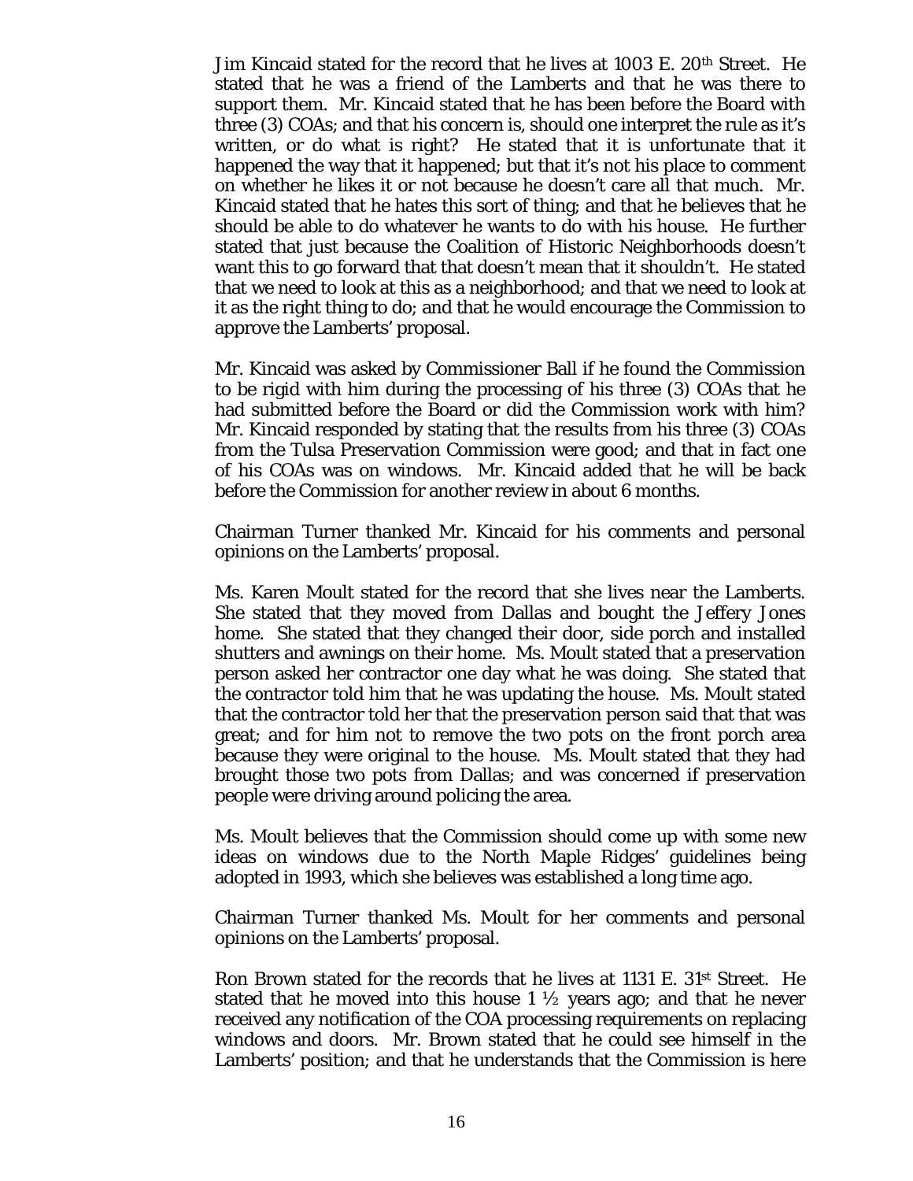Jim Kincaid stated for the record that he lives at 1003 E. 20th Street. He stated that he was a friend of the Lamberts and that he was there to support them. Mr. Kincaid stated that he has been before the Board with three (3) COAs; and that his concern is, should one interpret the rule as it's written, or do what is right? He stated that it is unfortunate that it happened the way that it happened; but that it's not his place to comment on whether he likes it or not because he doesn't care all that much. Mr. Kincaid stated that he hates this sort of thing; and that he believes that he should be able to do whatever he wants to do with his house. He further stated that just because the Coalition of Historic Neighborhoods doesn't want this to go forward that that doesn't mean that it shouldn't. He stated that we need to look at this as a neighborhood; and that we need to look at it as the right thing to do; and that he would encourage the Commission to approve the Lamberts' proposal.

Mr. Kincaid was asked by Commissioner Ball if he found the Commission to be rigid with him during the processing of his three (3) COAs that he had submitted before the Board or did the Commission work with him? Mr. Kincaid responded by stating that the results from his three (3) COAs from the Tulsa Preservation Commission were good; and that in fact one of his COAs was on windows. Mr. Kincaid added that he will be back before the Commission for another review in about 6 months.

Chairman Turner thanked Mr. Kincaid for his comments and personal opinions on the Lamberts' proposal.

Ms. Karen Moult stated for the record that she lives near the Lamberts. She stated that they moved from Dallas and bought the Jeffery Jones home. She stated that they changed their door, side porch and installed shutters and awnings on their home. Ms. Moult stated that a preservation person asked her contractor one day what he was doing. She stated that the contractor told him that he was updating the house. Ms. Moult stated that the contractor told her that the preservation person said that that was great; and for him not to remove the two pots on the front porch area because they were original to the house. Ms. Moult stated that they had brought those two pots from Dallas; and was concerned if preservation people were driving around policing the area.

Ms. Moult believes that the Commission should come up with some new ideas on windows due to the North Maple Ridges' guidelines being adopted in 1993, which she believes was established a long time ago.

Chairman Turner thanked Ms. Moult for her comments and personal opinions on the Lamberts' proposal.

Ron Brown stated for the records that he lives at 1131 E. 31st Street. He stated that he moved into this house 1 ½ years ago; and that he never received any notification of the COA processing requirements on replacing windows and doors. Mr. Brown stated that he could see himself in the Lamberts' position; and that he understands that the Commission is here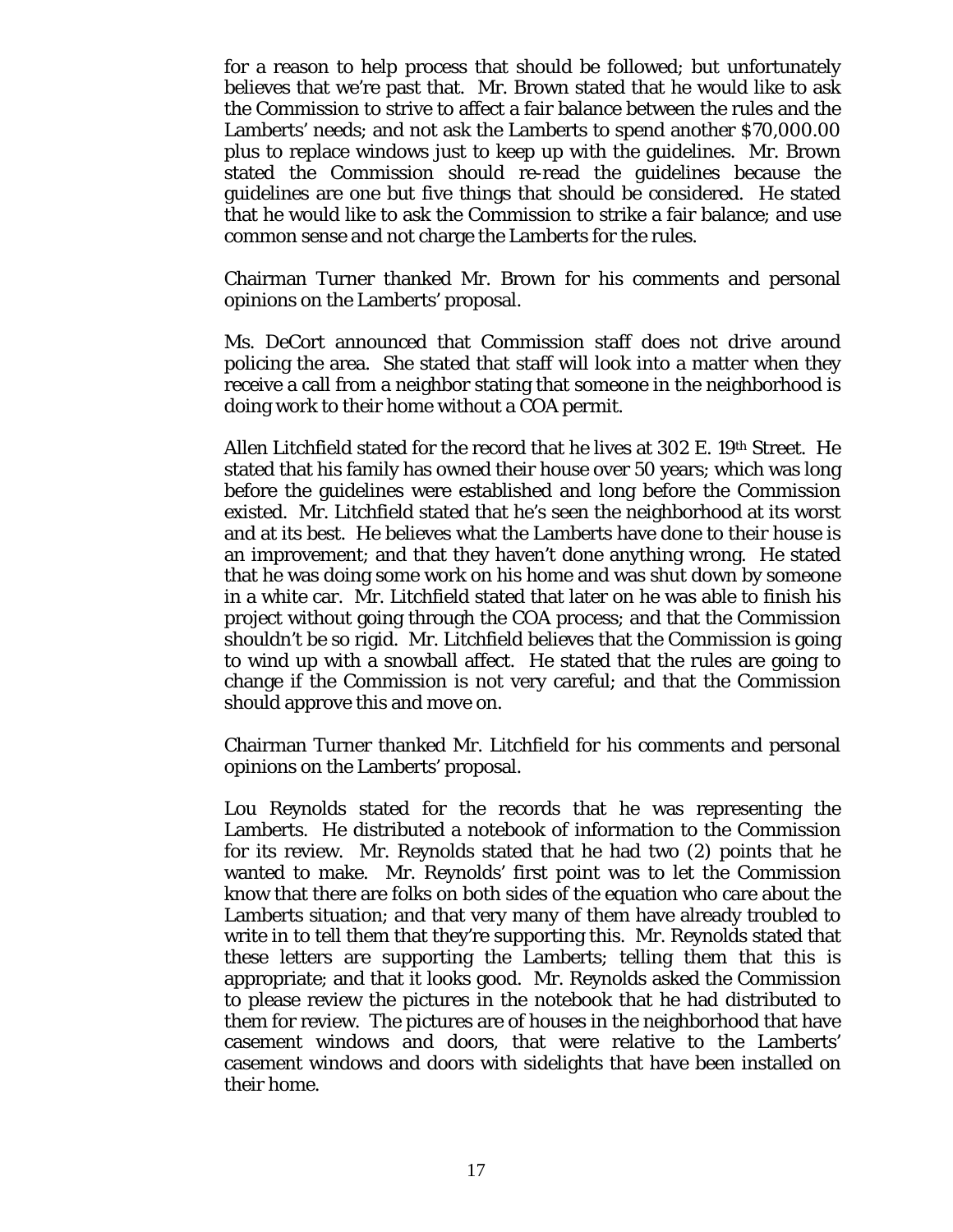for a reason to help process that should be followed; but unfortunately believes that we're past that. Mr. Brown stated that he would like to ask the Commission to strive to affect a fair balance between the rules and the Lamberts' needs; and not ask the Lamberts to spend another $70,000.00 plus to replace windows just to keep up with the guidelines. Mr. Brown stated the Commission should re-read the guidelines because the guidelines are one but five things that should be considered. He stated that he would like to ask the Commission to strike a fair balance; and use common sense and not charge the Lamberts for the rules.

Chairman Turner thanked Mr. Brown for his comments and personal opinions on the Lamberts' proposal.

Ms. DeCort announced that Commission staff does not drive around policing the area. She stated that staff will look into a matter when they receive a call from a neighbor stating that someone in the neighborhood is doing work to their home without a COA permit.

Allen Litchfield stated for the record that he lives at 302 E. 19th Street. He stated that his family has owned their house over 50 years; which was long before the guidelines were established and long before the Commission existed. Mr. Litchfield stated that he's seen the neighborhood at its worst and at its best. He believes what the Lamberts have done to their house is an improvement; and that they haven't done anything wrong. He stated that he was doing some work on his home and was shut down by someone in a white car. Mr. Litchfield stated that later on he was able to finish his project without going through the COA process; and that the Commission shouldn't be so rigid. Mr. Litchfield believes that the Commission is going to wind up with a snowball affect. He stated that the rules are going to change if the Commission is not very careful; and that the Commission should approve this and move on.

Chairman Turner thanked Mr. Litchfield for his comments and personal opinions on the Lamberts' proposal.

Lou Reynolds stated for the records that he was representing the Lamberts. He distributed a notebook of information to the Commission for its review. Mr. Reynolds stated that he had two (2) points that he wanted to make. Mr. Reynolds' first point was to let the Commission know that there are folks on both sides of the equation who care about the Lamberts situation; and that very many of them have already troubled to write in to tell them that they're supporting this. Mr. Reynolds stated that these letters are supporting the Lamberts; telling them that this is appropriate; and that it looks good. Mr. Reynolds asked the Commission to please review the pictures in the notebook that he had distributed to them for review. The pictures are of houses in the neighborhood that have casement windows and doors, that were relative to the Lamberts' casement windows and doors with sidelights that have been installed on their home.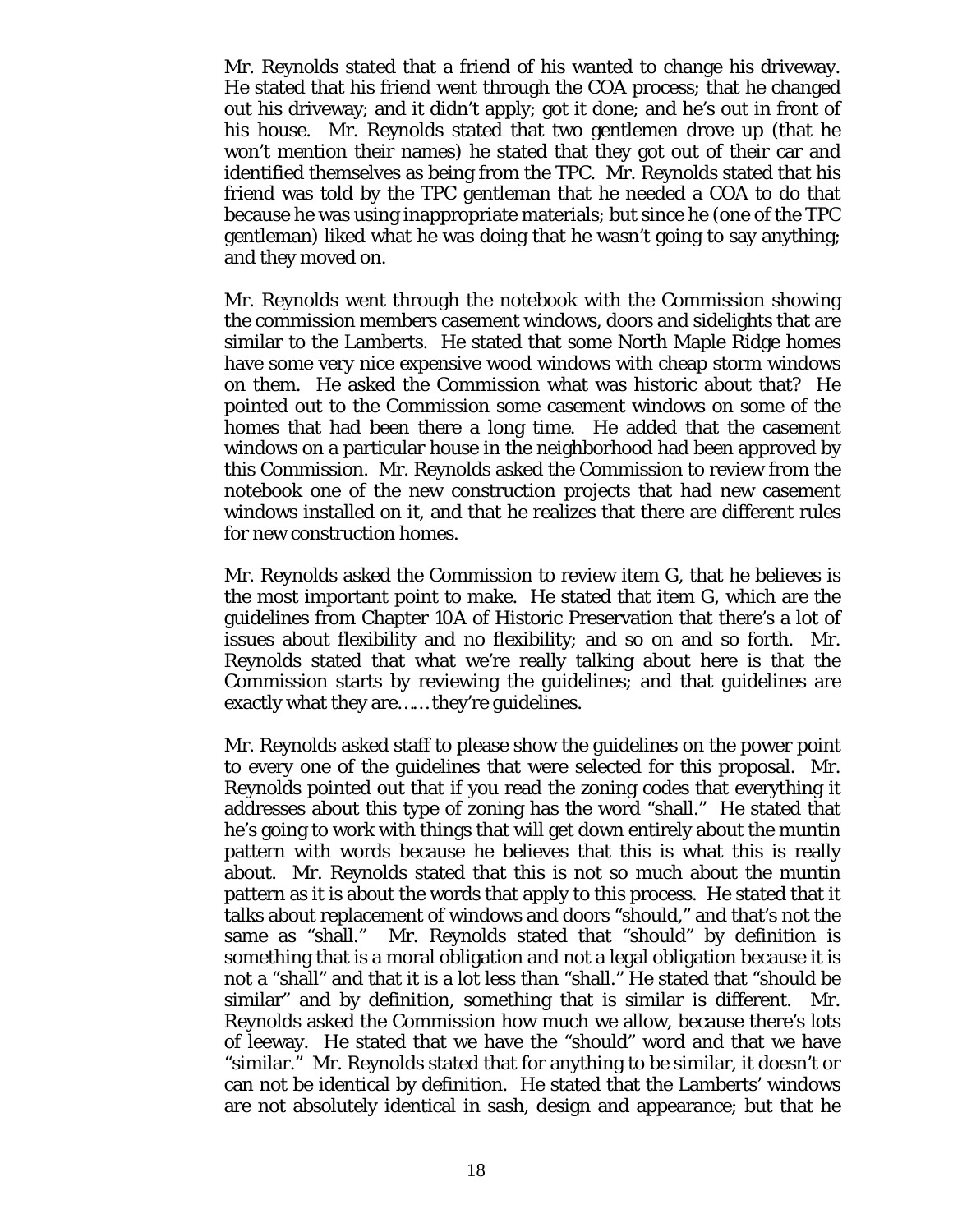Mr. Reynolds stated that a friend of his wanted to change his driveway. He stated that his friend went through the COA process; that he changed out his driveway; and it didn't apply; got it done; and he's out in front of his house. Mr. Reynolds stated that two gentlemen drove up (that he won't mention their names) he stated that they got out of their car and identified themselves as being from the TPC. Mr. Reynolds stated that his friend was told by the TPC gentleman that he needed a COA to do that because he was using inappropriate materials; but since he (one of the TPC gentleman) liked what he was doing that he wasn't going to say anything; and they moved on.

Mr. Reynolds went through the notebook with the Commission showing the commission members casement windows, doors and sidelights that are similar to the Lamberts. He stated that some North Maple Ridge homes have some very nice expensive wood windows with cheap storm windows on them. He asked the Commission what was historic about that? He pointed out to the Commission some casement windows on some of the homes that had been there a long time. He added that the casement windows on a particular house in the neighborhood had been approved by this Commission. Mr. Reynolds asked the Commission to review from the notebook one of the new construction projects that had new casement windows installed on it, and that he realizes that there are different rules for new construction homes.

Mr. Reynolds asked the Commission to review item G, that he believes is the most important point to make. He stated that item G, which are the guidelines from Chapter 10A of Historic Preservation that there's a lot of issues about flexibility and no flexibility; and so on and so forth. Mr. Reynolds stated that what we're really talking about here is that the Commission starts by reviewing the guidelines; and that guidelines are exactly what they are……they're guidelines.

Mr. Reynolds asked staff to please show the guidelines on the power point to every one of the guidelines that were selected for this proposal. Mr. Reynolds pointed out that if you read the zoning codes that everything it addresses about this type of zoning has the word "shall." He stated that he's going to work with things that will get down entirely about the muntin pattern with words because he believes that this is what this is really about. Mr. Reynolds stated that this is not so much about the muntin pattern as it is about the words that apply to this process. He stated that it talks about replacement of windows and doors "should," and that's not the same as "shall." Mr. Reynolds stated that "should" by definition is something that is a moral obligation and not a legal obligation because it is not a "shall" and that it is a lot less than "shall." He stated that "should be similar" and by definition, something that is similar is different. Mr. Reynolds asked the Commission how much we allow, because there's lots of leeway. He stated that we have the "should" word and that we have "similar." Mr. Reynolds stated that for anything to be similar, it doesn't or can not be identical by definition. He stated that the Lamberts' windows are not absolutely identical in sash, design and appearance; but that he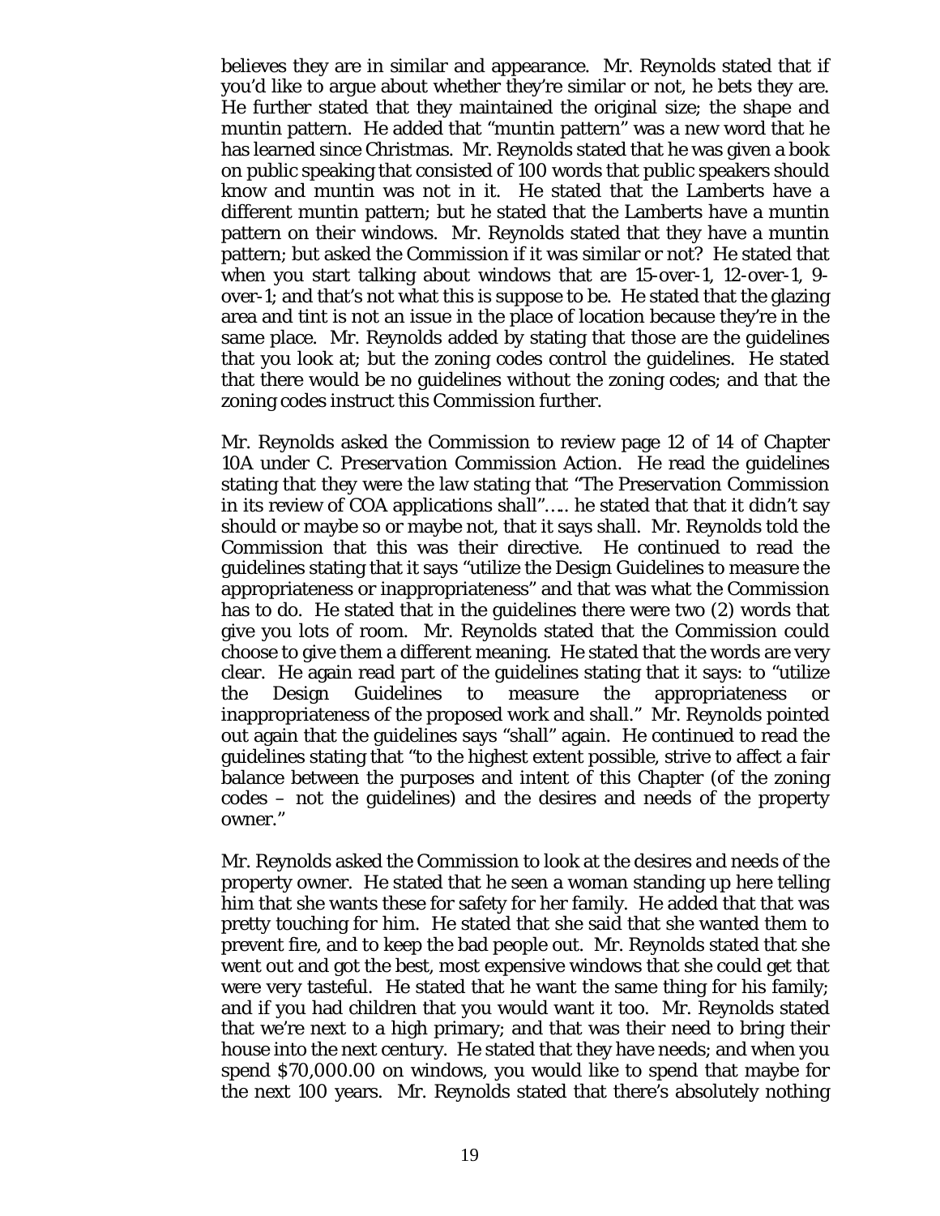believes they are in similar and appearance. Mr. Reynolds stated that if you'd like to argue about whether they're similar or not, he bets they are. He further stated that they maintained the original size; the shape and muntin pattern. He added that "muntin pattern" was a new word that he has learned since Christmas. Mr. Reynolds stated that he was given a book on public speaking that consisted of 100 words that public speakers should know and muntin was not in it. He stated that the Lamberts have a different muntin pattern; but he stated that the Lamberts have a muntin pattern on their windows. Mr. Reynolds stated that they have a muntin pattern; but asked the Commission if it was similar or not? He stated that when you start talking about windows that are 15-over-1, 12-over-1, 9-over-1; and that's not what this is suppose to be. He stated that the glazing area and tint is not an issue in the place of location because they're in the same place. Mr. Reynolds added by stating that those are the guidelines that you look at; but the zoning codes control the guidelines. He stated that there would be no guidelines without the zoning codes; and that the zoning codes instruct this Commission further.

Mr. Reynolds asked the Commission to review page 12 of 14 of Chapter 10A under C. *Preservation Commission Action*. He read the guidelines stating that they were the law stating that "The Preservation Commission in its review of COA applications shall"….. he stated that that it didn't say should or maybe so or maybe not, that it says *shall*. Mr. Reynolds told the Commission that this was their directive. He continued to read the guidelines stating that it says "utilize the Design Guidelines to measure the appropriateness or inappropriateness" and that was what the Commission has to do. He stated that in the guidelines there were two (2) words that give you lots of room. Mr. Reynolds stated that the Commission could choose to give them a different meaning. He stated that the words are very clear. He again read part of the guidelines stating that it says: to "utilize the Design Guidelines to measure the appropriateness or inappropriateness of the proposed work and *shall*." Mr. Reynolds pointed out again that the guidelines says "shall" again. He continued to read the guidelines stating that "to the highest extent possible, strive to affect a fair balance between the purposes and intent of this Chapter (of the zoning codes – not the guidelines) and the desires and needs of the property owner."

Mr. Reynolds asked the Commission to look at the desires and needs of the property owner. He stated that he seen a woman standing up here telling him that she wants these for safety for her family. He added that that was pretty touching for him. He stated that she said that she wanted them to prevent fire, and to keep the bad people out. Mr. Reynolds stated that she went out and got the best, most expensive windows that she could get that were very tasteful. He stated that he want the same thing for his family; and if you had children that you would want it too. Mr. Reynolds stated that we're next to a high primary; and that was their need to bring their house into the next century. He stated that they have needs; and when you spend \$70,000.00 on windows, you would like to spend that maybe for the next 100 years. Mr. Reynolds stated that there's absolutely nothing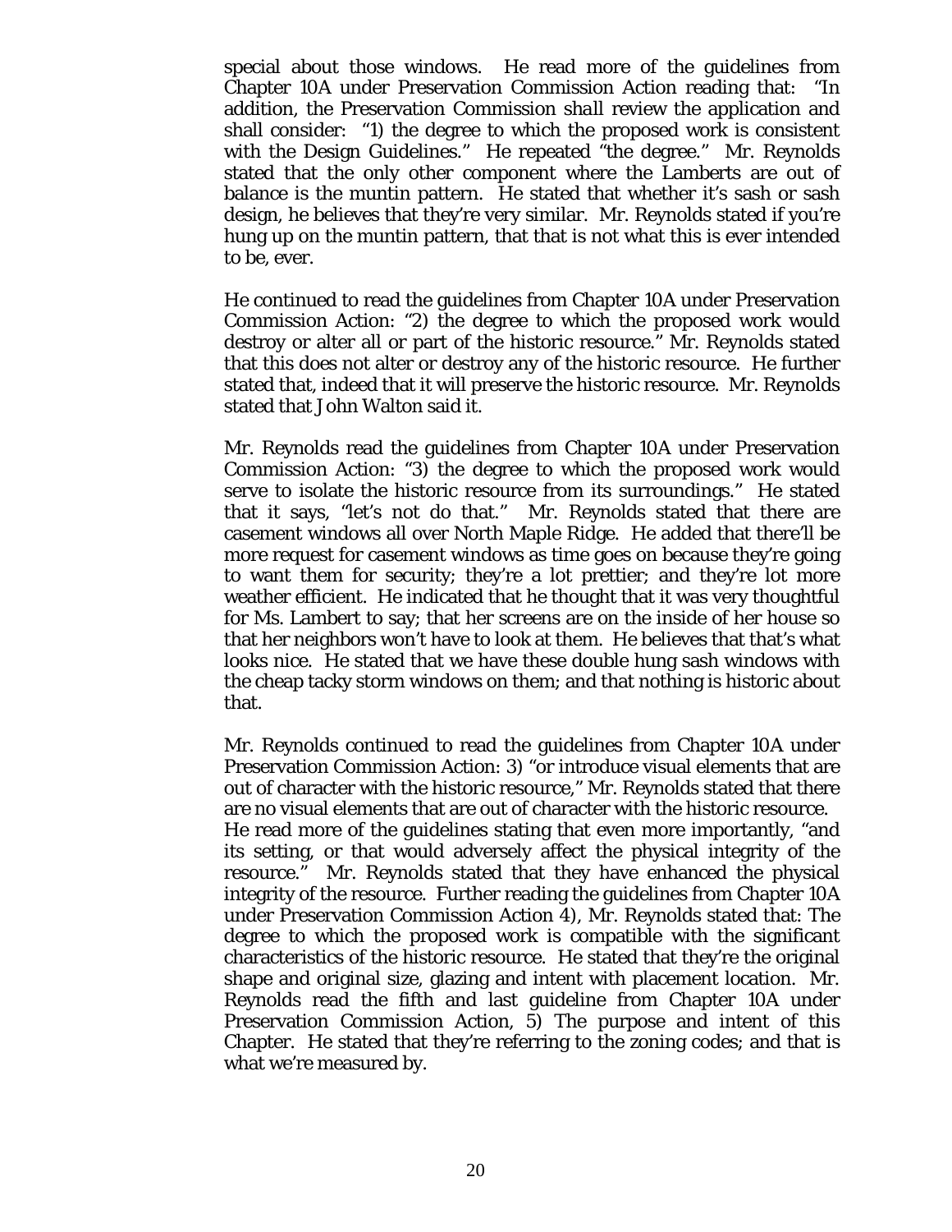special about those windows. He read more of the guidelines from Chapter 10A under Preservation Commission Action reading that: "In addition, the Preservation Commission shall review the application and shall consider: "1) the degree to which the proposed work is consistent with the Design Guidelines." He repeated "the degree." Mr. Reynolds stated that the only other component where the Lamberts are out of balance is the muntin pattern. He stated that whether it's sash or sash design, he believes that they're very similar. Mr. Reynolds stated if you're hung up on the muntin pattern, that that is not what this is ever intended to be, ever.

He continued to read the guidelines from Chapter 10A under Preservation Commission Action: "2) the degree to which the proposed work would destroy or alter all or part of the historic resource." Mr. Reynolds stated that this does not alter or destroy any of the historic resource. He further stated that, indeed that it will preserve the historic resource. Mr. Reynolds stated that John Walton said it.

Mr. Reynolds read the guidelines from Chapter 10A under Preservation Commission Action: "3) the degree to which the proposed work would serve to isolate the historic resource from its surroundings." He stated that it says, "let's not do that." Mr. Reynolds stated that there are casement windows all over North Maple Ridge. He added that there'll be more request for casement windows as time goes on because they're going to want them for security; they're a lot prettier; and they're lot more weather efficient. He indicated that he thought that it was very thoughtful for Ms. Lambert to say; that her screens are on the inside of her house so that her neighbors won't have to look at them. He believes that that's what looks nice. He stated that we have these double hung sash windows with the cheap tacky storm windows on them; and that nothing is historic about that.

Mr. Reynolds continued to read the guidelines from Chapter 10A under Preservation Commission Action: 3) "or introduce visual elements that are out of character with the historic resource," Mr. Reynolds stated that there are no visual elements that are out of character with the historic resource. He read more of the guidelines stating that even more importantly, "and its setting, or that would adversely affect the physical integrity of the resource." Mr. Reynolds stated that they have enhanced the physical integrity of the resource. Further reading the guidelines from Chapter 10A under Preservation Commission Action 4), Mr. Reynolds stated that: The degree to which the proposed work is compatible with the significant characteristics of the historic resource. He stated that they're the original shape and original size, glazing and intent with placement location. Mr. Reynolds read the fifth and last guideline from Chapter 10A under Preservation Commission Action, 5) The purpose and intent of this Chapter. He stated that they're referring to the zoning codes; and that is what we're measured by.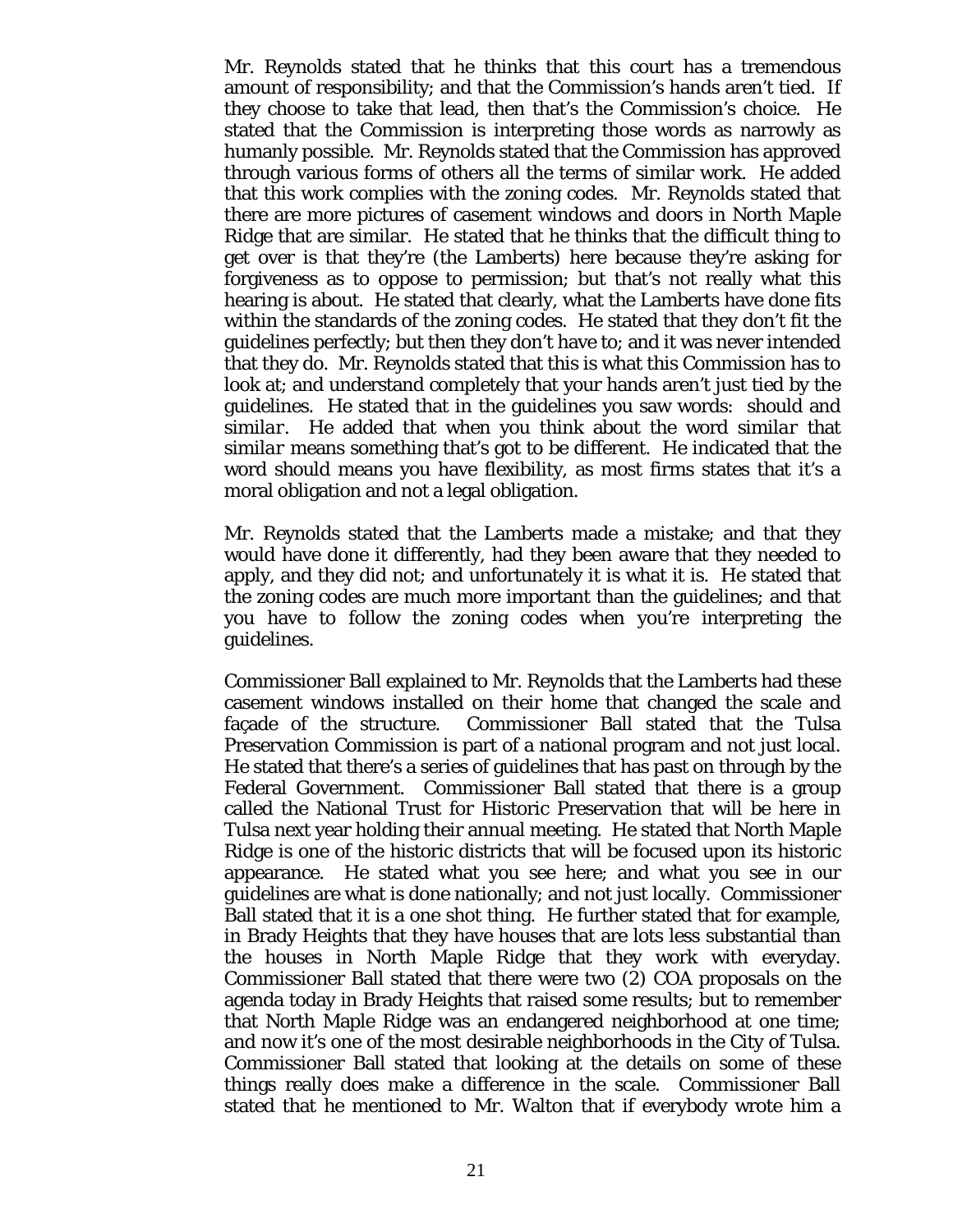Mr. Reynolds stated that he thinks that this court has a tremendous amount of responsibility; and that the Commission's hands aren't tied. If they choose to take that lead, then that's the Commission's choice. He stated that the Commission is interpreting those words as narrowly as humanly possible. Mr. Reynolds stated that the Commission has approved through various forms of others all the terms of similar work. He added that this work complies with the zoning codes. Mr. Reynolds stated that there are more pictures of casement windows and doors in North Maple Ridge that are similar. He stated that he thinks that the difficult thing to get over is that they're (the Lamberts) here because they're asking for forgiveness as to oppose to permission; but that's not really what this hearing is about. He stated that clearly, what the Lamberts have done fits within the standards of the zoning codes. He stated that they don't fit the guidelines perfectly; but then they don't have to; and it was never intended that they do. Mr. Reynolds stated that this is what this Commission has to look at; and understand completely that your hands aren't just tied by the guidelines. He stated that in the guidelines you saw words: should and *similar*. He added that when you think about the word *similar* that *similar* means something that's got to be different. He indicated that the word should means you have flexibility, as most firms states that it's a moral obligation and not a legal obligation.

Mr. Reynolds stated that the Lamberts made a mistake; and that they would have done it differently, had they been aware that they needed to apply, and they did not; and unfortunately it is what it is. He stated that the zoning codes are much more important than the guidelines; and that you have to follow the zoning codes when you're interpreting the guidelines.

Commissioner Ball explained to Mr. Reynolds that the Lamberts had these casement windows installed on their home that changed the scale and façade of the structure. Commissioner Ball stated that the Tulsa Preservation Commission is part of a national program and not just local. He stated that there's a series of guidelines that has past on through by the Federal Government. Commissioner Ball stated that there is a group called the National Trust for Historic Preservation that will be here in Tulsa next year holding their annual meeting. He stated that North Maple Ridge is one of the historic districts that will be focused upon its historic appearance. He stated what you see here; and what you see in our guidelines are what is done nationally; and not just locally. Commissioner Ball stated that it is a one shot thing. He further stated that for example, in Brady Heights that they have houses that are lots less substantial than the houses in North Maple Ridge that they work with everyday. Commissioner Ball stated that there were two (2) COA proposals on the agenda today in Brady Heights that raised some results; but to remember that North Maple Ridge was an endangered neighborhood at one time; and now it's one of the most desirable neighborhoods in the City of Tulsa. Commissioner Ball stated that looking at the details on some of these things really does make a difference in the scale. Commissioner Ball stated that he mentioned to Mr. Walton that if everybody wrote him a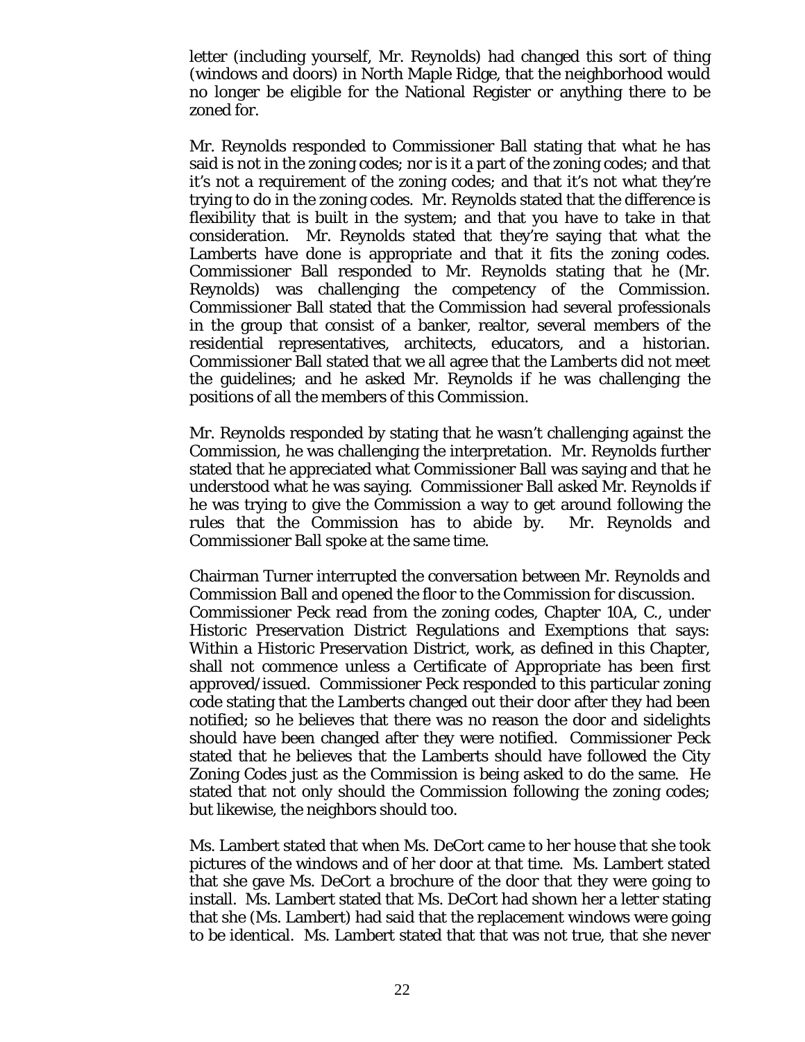letter (including yourself, Mr. Reynolds) had changed this sort of thing (windows and doors) in North Maple Ridge, that the neighborhood would no longer be eligible for the National Register or anything there to be zoned for.

Mr. Reynolds responded to Commissioner Ball stating that what he has said is not in the zoning codes; nor is it a part of the zoning codes; and that it's not a requirement of the zoning codes; and that it's not what they're trying to do in the zoning codes. Mr. Reynolds stated that the difference is flexibility that is built in the system; and that you have to take in that consideration. Mr. Reynolds stated that they're saying that what the Lamberts have done is appropriate and that it fits the zoning codes. Commissioner Ball responded to Mr. Reynolds stating that he (Mr. Reynolds) was challenging the competency of the Commission. Commissioner Ball stated that the Commission had several professionals in the group that consist of a banker, realtor, several members of the residential representatives, architects, educators, and a historian. Commissioner Ball stated that we all agree that the Lamberts did not meet the guidelines; and he asked Mr. Reynolds if he was challenging the positions of all the members of this Commission.

Mr. Reynolds responded by stating that he wasn't challenging against the Commission, he was challenging the interpretation. Mr. Reynolds further stated that he appreciated what Commissioner Ball was saying and that he understood what he was saying. Commissioner Ball asked Mr. Reynolds if he was trying to give the Commission a way to get around following the rules that the Commission has to abide by. Mr. Reynolds and Commissioner Ball spoke at the same time.

Chairman Turner interrupted the conversation between Mr. Reynolds and Commission Ball and opened the floor to the Commission for discussion. Commissioner Peck read from the zoning codes, Chapter 10A, C., under Historic Preservation District Regulations and Exemptions that says: Within a Historic Preservation District, work, as defined in this Chapter, shall not commence unless a Certificate of Appropriate has been first approved/issued. Commissioner Peck responded to this particular zoning code stating that the Lamberts changed out their door after they had been notified; so he believes that there was no reason the door and sidelights should have been changed after they were notified. Commissioner Peck stated that he believes that the Lamberts should have followed the City Zoning Codes just as the Commission is being asked to do the same. He stated that not only should the Commission following the zoning codes; but likewise, the neighbors should too.

Ms. Lambert stated that when Ms. DeCort came to her house that she took pictures of the windows and of her door at that time. Ms. Lambert stated that she gave Ms. DeCort a brochure of the door that they were going to install. Ms. Lambert stated that Ms. DeCort had shown her a letter stating that she (Ms. Lambert) had said that the replacement windows were going to be identical. Ms. Lambert stated that that was not true, that she never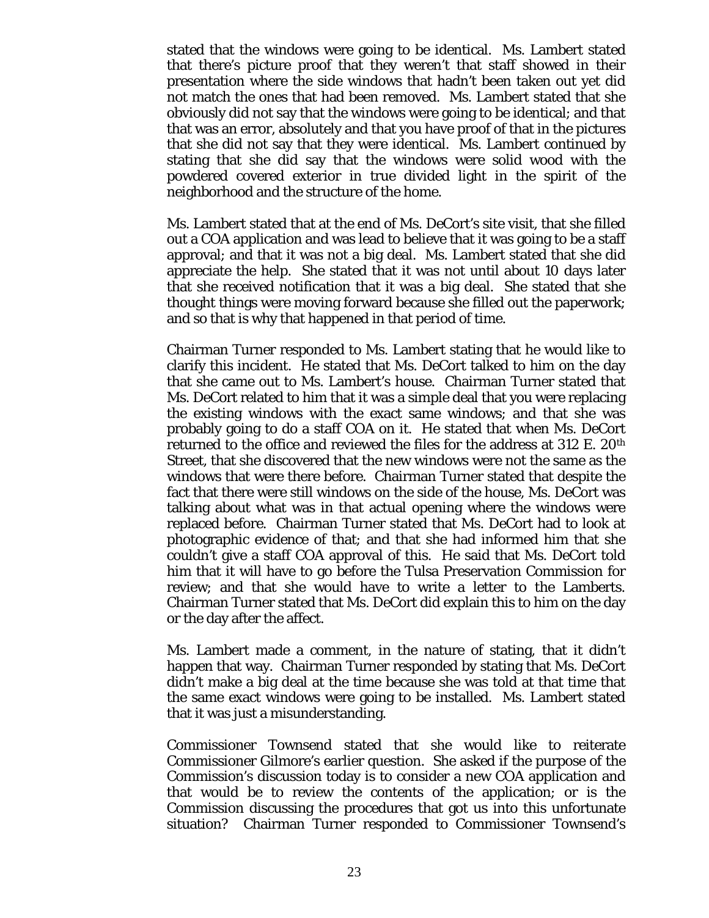stated that the windows were going to be identical. Ms. Lambert stated that there's picture proof that they weren't that staff showed in their presentation where the side windows that hadn't been taken out yet did not match the ones that had been removed. Ms. Lambert stated that she obviously did not say that the windows were going to be identical; and that that was an error, absolutely and that you have proof of that in the pictures that she did not say that they were identical. Ms. Lambert continued by stating that she did say that the windows were solid wood with the powdered covered exterior in true divided light in the spirit of the neighborhood and the structure of the home.

Ms. Lambert stated that at the end of Ms. DeCort's site visit, that she filled out a COA application and was lead to believe that it was going to be a staff approval; and that it was not a big deal. Ms. Lambert stated that she did appreciate the help. She stated that it was not until about 10 days later that she received notification that it was a big deal. She stated that she thought things were moving forward because she filled out the paperwork; and so that is why that happened in that period of time.

Chairman Turner responded to Ms. Lambert stating that he would like to clarify this incident. He stated that Ms. DeCort talked to him on the day that she came out to Ms. Lambert's house. Chairman Turner stated that Ms. DeCort related to him that it was a simple deal that you were replacing the existing windows with the exact same windows; and that she was probably going to do a staff COA on it. He stated that when Ms. DeCort returned to the office and reviewed the files for the address at 312 E. 20th Street, that she discovered that the new windows were not the same as the windows that were there before. Chairman Turner stated that despite the fact that there were still windows on the side of the house, Ms. DeCort was talking about what was in that actual opening where the windows were replaced before. Chairman Turner stated that Ms. DeCort had to look at photographic evidence of that; and that she had informed him that she couldn't give a staff COA approval of this. He said that Ms. DeCort told him that it will have to go before the Tulsa Preservation Commission for review; and that she would have to write a letter to the Lamberts. Chairman Turner stated that Ms. DeCort did explain this to him on the day or the day after the affect.

Ms. Lambert made a comment, in the nature of stating, that it didn't happen that way. Chairman Turner responded by stating that Ms. DeCort didn't make a big deal at the time because she was told at that time that the same exact windows were going to be installed. Ms. Lambert stated that it was just a misunderstanding.

Commissioner Townsend stated that she would like to reiterate Commissioner Gilmore's earlier question. She asked if the purpose of the Commission's discussion today is to consider a new COA application and that would be to review the contents of the application; or is the Commission discussing the procedures that got us into this unfortunate situation? Chairman Turner responded to Commissioner Townsend's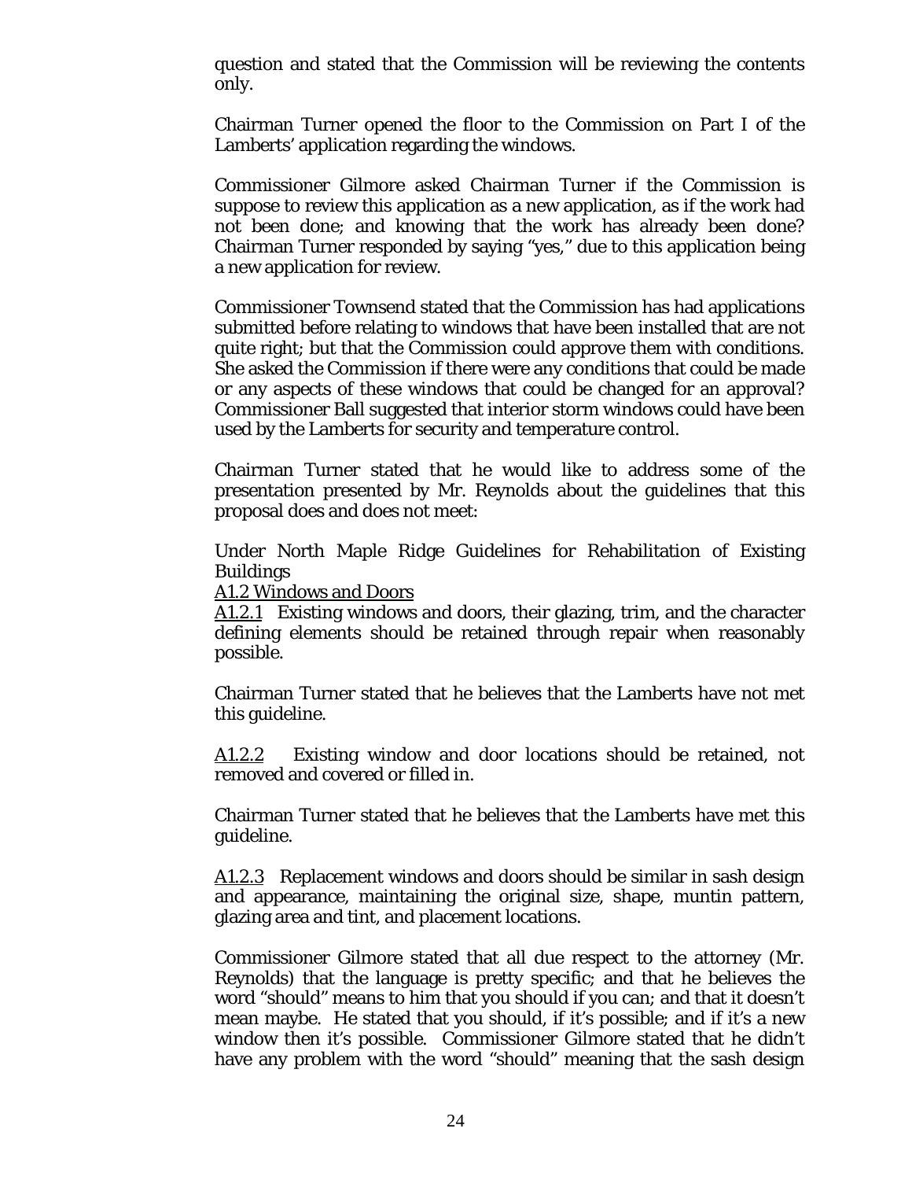question and stated that the Commission will be reviewing the contents only.

Chairman Turner opened the floor to the Commission on Part I of the Lamberts' application regarding the windows.

Commissioner Gilmore asked Chairman Turner if the Commission is suppose to review this application as a new application, as if the work had not been done; and knowing that the work has already been done? Chairman Turner responded by saying "yes," due to this application being a new application for review.

Commissioner Townsend stated that the Commission has had applications submitted before relating to windows that have been installed that are not quite right; but that the Commission could approve them with conditions. She asked the Commission if there were any conditions that could be made or any aspects of these windows that could be changed for an approval? Commissioner Ball suggested that interior storm windows could have been used by the Lamberts for security and temperature control.

Chairman Turner stated that he would like to address some of the presentation presented by Mr. Reynolds about the guidelines that this proposal does and does not meet:

Under North Maple Ridge Guidelines for Rehabilitation of Existing Buildings

<u>A1.2 Windows and Doors</u>

<u>A1.2.1</u> Existing windows and doors, their glazing, trim, and the character defining elements should be retained through repair when reasonably possible.

Chairman Turner stated that he believes that the Lamberts have not met this guideline.

<u>A1.2.2</u> Existing window and door locations should be retained, not removed and covered or filled in.

Chairman Turner stated that he believes that the Lamberts have met this guideline.

<u>A1.2.3</u> Replacement windows and doors should be similar in sash design and appearance, maintaining the original size, shape, muntin pattern, glazing area and tint, and placement locations.

Commissioner Gilmore stated that all due respect to the attorney (Mr. Reynolds) that the language is pretty specific; and that he believes the word "should" means to him that you should if you can; and that it doesn't mean maybe. He stated that you should, if it's possible; and if it's a new window then it's possible. Commissioner Gilmore stated that he didn't have any problem with the word "should" meaning that the sash design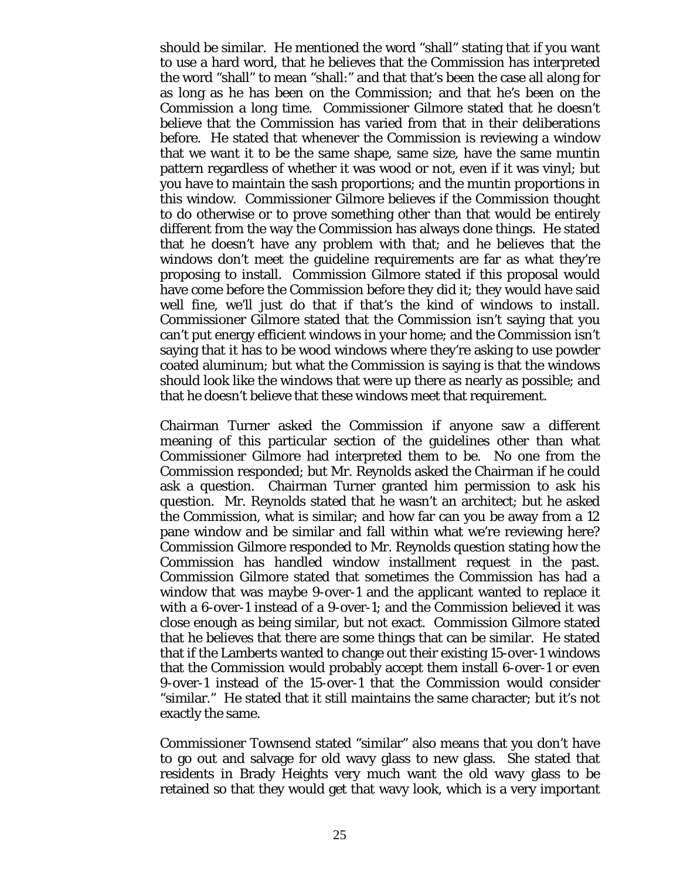should be similar. He mentioned the word "shall" stating that if you want to use a hard word, that he believes that the Commission has interpreted the word "shall" to mean "shall:" and that that's been the case all along for as long as he has been on the Commission; and that he's been on the Commission a long time. Commissioner Gilmore stated that he doesn't believe that the Commission has varied from that in their deliberations before. He stated that whenever the Commission is reviewing a window that we want it to be the same shape, same size, have the same muntin pattern regardless of whether it was wood or not, even if it was vinyl; but you have to maintain the sash proportions; and the muntin proportions in this window. Commissioner Gilmore believes if the Commission thought to do otherwise or to prove something other than that would be entirely different from the way the Commission has always done things. He stated that he doesn't have any problem with that; and he believes that the windows don't meet the guideline requirements are far as what they're proposing to install. Commission Gilmore stated if this proposal would have come before the Commission before they did it; they would have said well fine, we'll just do that if that's the kind of windows to install. Commissioner Gilmore stated that the Commission isn't saying that you can't put energy efficient windows in your home; and the Commission isn't saying that it has to be wood windows where they're asking to use powder coated aluminum; but what the Commission is saying is that the windows should look like the windows that were up there as nearly as possible; and that he doesn't believe that these windows meet that requirement.

Chairman Turner asked the Commission if anyone saw a different meaning of this particular section of the guidelines other than what Commissioner Gilmore had interpreted them to be. No one from the Commission responded; but Mr. Reynolds asked the Chairman if he could ask a question. Chairman Turner granted him permission to ask his question. Mr. Reynolds stated that he wasn't an architect; but he asked the Commission, what is similar; and how far can you be away from a 12 pane window and be similar and fall within what we're reviewing here? Commission Gilmore responded to Mr. Reynolds question stating how the Commission has handled window installment request in the past. Commission Gilmore stated that sometimes the Commission has had a window that was maybe 9-over-1 and the applicant wanted to replace it with a 6-over-1 instead of a 9-over-1; and the Commission believed it was close enough as being similar, but not exact. Commission Gilmore stated that he believes that there are some things that can be similar. He stated that if the Lamberts wanted to change out their existing 15-over-1 windows that the Commission would probably accept them install 6-over-1 or even 9-over-1 instead of the 15-over-1 that the Commission would consider "similar." He stated that it still maintains the same character; but it's not exactly the same.

Commissioner Townsend stated "similar" also means that you don't have to go out and salvage for old wavy glass to new glass. She stated that residents in Brady Heights very much want the old wavy glass to be retained so that they would get that wavy look, which is a very important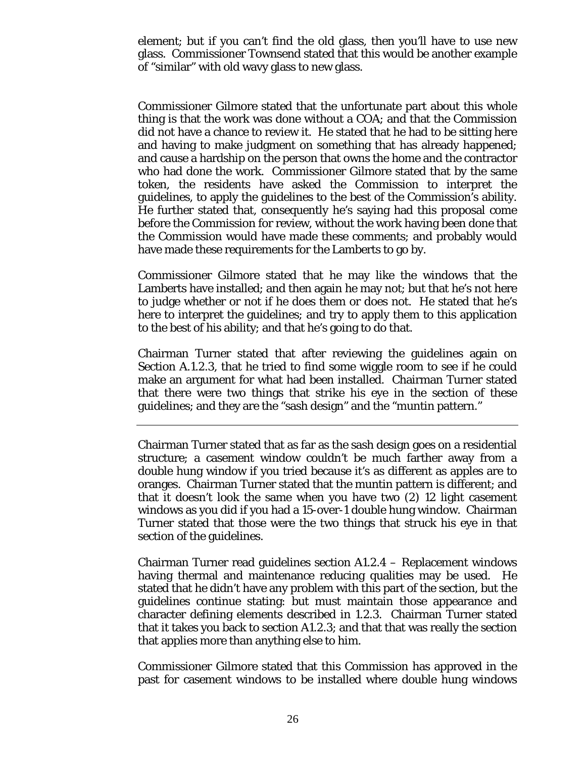element; but if you can't find the old glass, then you'll have to use new glass. Commissioner Townsend stated that this would be another example of "similar" with old wavy glass to new glass.

Commissioner Gilmore stated that the unfortunate part about this whole thing is that the work was done without a COA; and that the Commission did not have a chance to review it. He stated that he had to be sitting here and having to make judgment on something that has already happened; and cause a hardship on the person that owns the home and the contractor who had done the work. Commissioner Gilmore stated that by the same token, the residents have asked the Commission to interpret the guidelines, to apply the guidelines to the best of the Commission's ability. He further stated that, consequently he's saying had this proposal come before the Commission for review, without the work having been done that the Commission would have made these comments; and probably would have made these requirements for the Lamberts to go by.

Commissioner Gilmore stated that he may like the windows that the Lamberts have installed; and then again he may not; but that he's not here to judge whether or not if he does them or does not. He stated that he's here to interpret the guidelines; and try to apply them to this application to the best of his ability; and that he's going to do that.

Chairman Turner stated that after reviewing the guidelines again on Section A.1.2.3, that he tried to find some wiggle room to see if he could make an argument for what had been installed. Chairman Turner stated that there were two things that strike his eye in the section of these guidelines; and they are the "sash design" and the "muntin pattern."

---

Chairman Turner stated that as far as the sash design goes on a residential structure; a casement window couldn't be much farther away from a double hung window if you tried because it's as different as apples are to oranges. Chairman Turner stated that the muntin pattern is different; and that it doesn't look the same when you have two (2) 12 light casement windows as you did if you had a 15-over-1 double hung window. Chairman Turner stated that those were the two things that struck his eye in that section of the guidelines.

Chairman Turner read guidelines section A1.2.4 – Replacement windows having thermal and maintenance reducing qualities may be used. He stated that he didn't have any problem with this part of the section, but the guidelines continue stating: but must maintain those appearance and character defining elements described in 1.2.3. Chairman Turner stated that it takes you back to section A1.2.3; and that that was really the section that applies more than anything else to him.

Commissioner Gilmore stated that this Commission has approved in the past for casement windows to be installed where double hung windows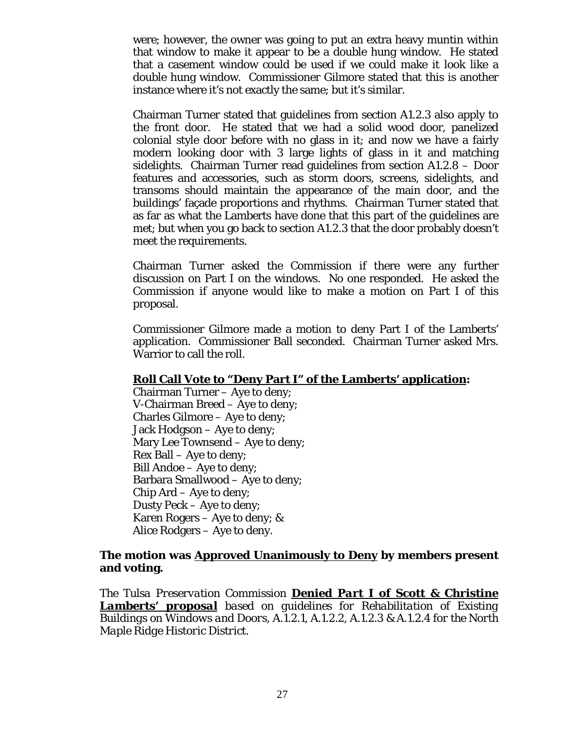were; however, the owner was going to put an extra heavy muntin within that window to make it appear to be a double hung window. He stated that a casement window could be used if we could make it look like a double hung window. Commissioner Gilmore stated that this is another instance where it's not exactly the same; but it's similar.

Chairman Turner stated that guidelines from section A1.2.3 also apply to the front door. He stated that we had a solid wood door, panelized colonial style door before with no glass in it; and now we have a fairly modern looking door with 3 large lights of glass in it and matching sidelights. Chairman Turner read guidelines from section A1.2.8 – Door features and accessories, such as storm doors, screens, sidelights, and transoms should maintain the appearance of the main door, and the buildings' façade proportions and rhythms. Chairman Turner stated that as far as what the Lamberts have done that this part of the guidelines are met; but when you go back to section A1.2.3 that the door probably doesn't meet the requirements.

Chairman Turner asked the Commission if there were any further discussion on Part I on the windows. No one responded. He asked the Commission if anyone would like to make a motion on Part I of this proposal.

Commissioner Gilmore made a motion to deny Part I of the Lamberts' application. Commissioner Ball seconded. Chairman Turner asked Mrs. Warrior to call the roll.

**Roll Call Vote to "Deny Part I" of the Lamberts' application:**

Chairman Turner – Aye to deny;
V-Chairman Breed – Aye to deny;
Charles Gilmore – Aye to deny;
Jack Hodgson – Aye to deny;
Mary Lee Townsend – Aye to deny;
Rex Ball – Aye to deny;
Bill Andoe – Aye to deny;
Barbara Smallwood – Aye to deny;
Chip Ard – Aye to deny;
Dusty Peck – Aye to deny;
Karen Rogers – Aye to deny; &
Alice Rodgers – Aye to deny.

**The motion was Approved Unanimously to Deny by members present and voting.**

*The Tulsa Preservation Commission* ***Denied Part I of Scott & Christine Lamberts' proposal*** *based on guidelines for Rehabilitation of Existing Buildings on Windows and Doors, A.1.2.1, A.1.2.2, A.1.2.3 & A.1.2.4 for the North Maple Ridge Historic District.*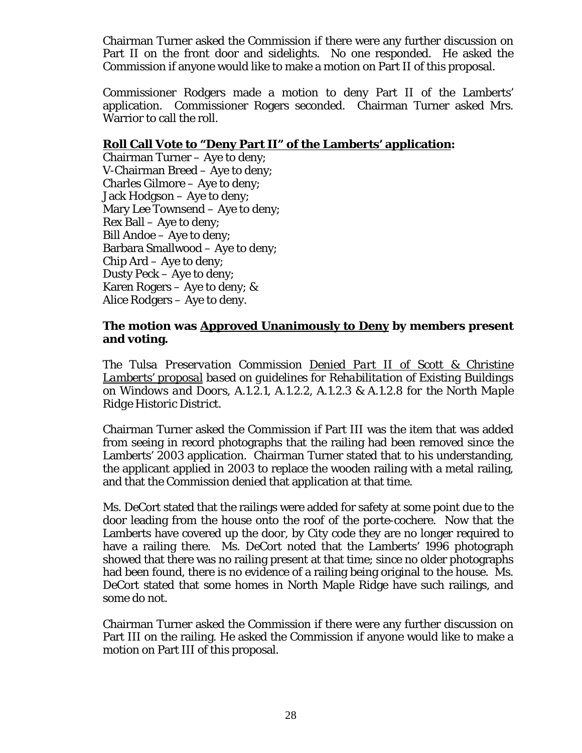Chairman Turner asked the Commission if there were any further discussion on Part II on the front door and sidelights. No one responded. He asked the Commission if anyone would like to make a motion on Part II of this proposal.

Commissioner Rodgers made a motion to deny Part II of the Lamberts' application. Commissioner Rogers seconded. Chairman Turner asked Mrs. Warrior to call the roll.

**<u>Roll Call Vote to "Deny Part II" of the Lamberts' application</u>:**

Chairman Turner – Aye to deny;
V-Chairman Breed – Aye to deny;
Charles Gilmore – Aye to deny;
Jack Hodgson – Aye to deny;
Mary Lee Townsend – Aye to deny;
Rex Ball – Aye to deny;
Bill Andoe – Aye to deny;
Barbara Smallwood – Aye to deny;
Chip Ard – Aye to deny;
Dusty Peck – Aye to deny;
Karen Rogers – Aye to deny; &
Alice Rodgers – Aye to deny.

**The motion was <u>Approved Unanimously to Deny</u> by members present and voting.**

*The Tulsa Preservation Commission <u>Denied Part II of Scott & Christine Lamberts' proposal</u> based on guidelines for Rehabilitation of Existing Buildings on Windows and Doors, A.1.2.1, A.1.2.2, A.1.2.3 & A.1.2.8 for the North Maple Ridge Historic District.*

Chairman Turner asked the Commission if Part III was the item that was added from seeing in record photographs that the railing had been removed since the Lamberts' 2003 application. Chairman Turner stated that to his understanding, the applicant applied in 2003 to replace the wooden railing with a metal railing, and that the Commission denied that application at that time.

Ms. DeCort stated that the railings were added for safety at some point due to the door leading from the house onto the roof of the porte-cochere. Now that the Lamberts have covered up the door, by City code they are no longer required to have a railing there. Ms. DeCort noted that the Lamberts' 1996 photograph showed that there was no railing present at that time; since no older photographs had been found, there is no evidence of a railing being original to the house. Ms. DeCort stated that some homes in North Maple Ridge have such railings, and some do not.

Chairman Turner asked the Commission if there were any further discussion on Part III on the railing. He asked the Commission if anyone would like to make a motion on Part III of this proposal.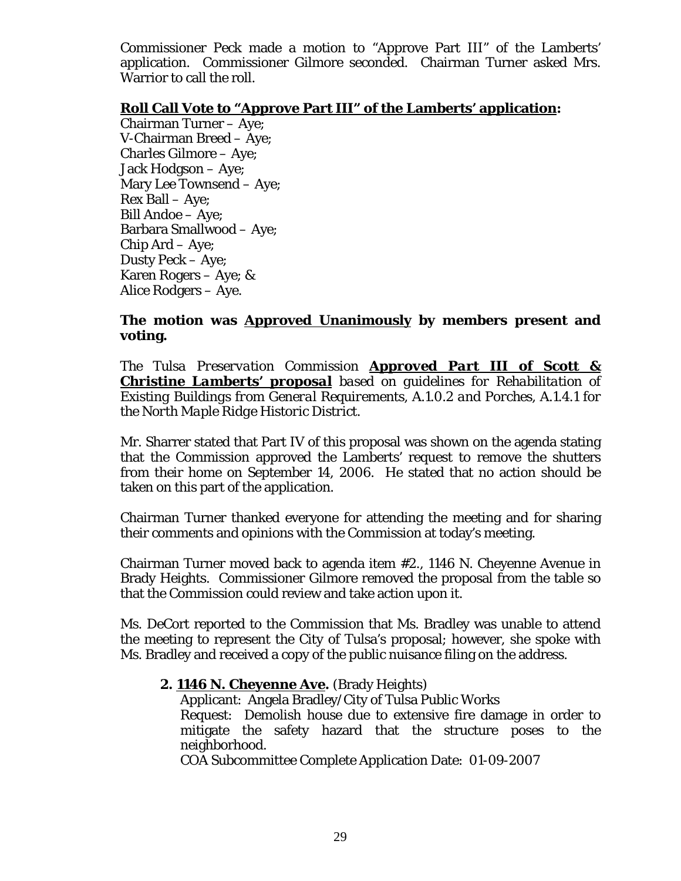Commissioner Peck made a motion to "Approve Part III" of the Lamberts' application. Commissioner Gilmore seconded. Chairman Turner asked Mrs. Warrior to call the roll.

**<u>Roll Call Vote to "Approve Part III" of the Lamberts' application</u>:**

Chairman Turner – Aye;
V-Chairman Breed – Aye;
Charles Gilmore – Aye;
Jack Hodgson – Aye;
Mary Lee Townsend – Aye;
Rex Ball – Aye;
Bill Andoe – Aye;
Barbara Smallwood – Aye;
Chip Ard – Aye;
Dusty Peck – Aye;
Karen Rogers – Aye; &
Alice Rodgers – Aye.

**The motion was <u>Approved Unanimously</u> by members present and voting.**

*The Tulsa Preservation Commission* ***<u>Approved Part III of Scott & Christine Lamberts' proposal</u>*** *based on guidelines for Rehabilitation of Existing Buildings from General Requirements, A.1.0.2 and Porches, A.1.4.1 for the North Maple Ridge Historic District.*

Mr. Sharrer stated that Part IV of this proposal was shown on the agenda stating that the Commission approved the Lamberts' request to remove the shutters from their home on September 14, 2006. He stated that no action should be taken on this part of the application.

Chairman Turner thanked everyone for attending the meeting and for sharing their comments and opinions with the Commission at today's meeting.

Chairman Turner moved back to agenda item #2., 1146 N. Cheyenne Avenue in Brady Heights. Commissioner Gilmore removed the proposal from the table so that the Commission could review and take action upon it.

Ms. DeCort reported to the Commission that Ms. Bradley was unable to attend the meeting to represent the City of Tulsa's proposal; however, she spoke with Ms. Bradley and received a copy of the public nuisance filing on the address.

**2. <u>1146 N. Cheyenne Ave.</u>** (Brady Heights)
Applicant: Angela Bradley/City of Tulsa Public Works
Request: Demolish house due to extensive fire damage in order to mitigate the safety hazard that the structure poses to the neighborhood.
COA Subcommittee Complete Application Date: 01-09-2007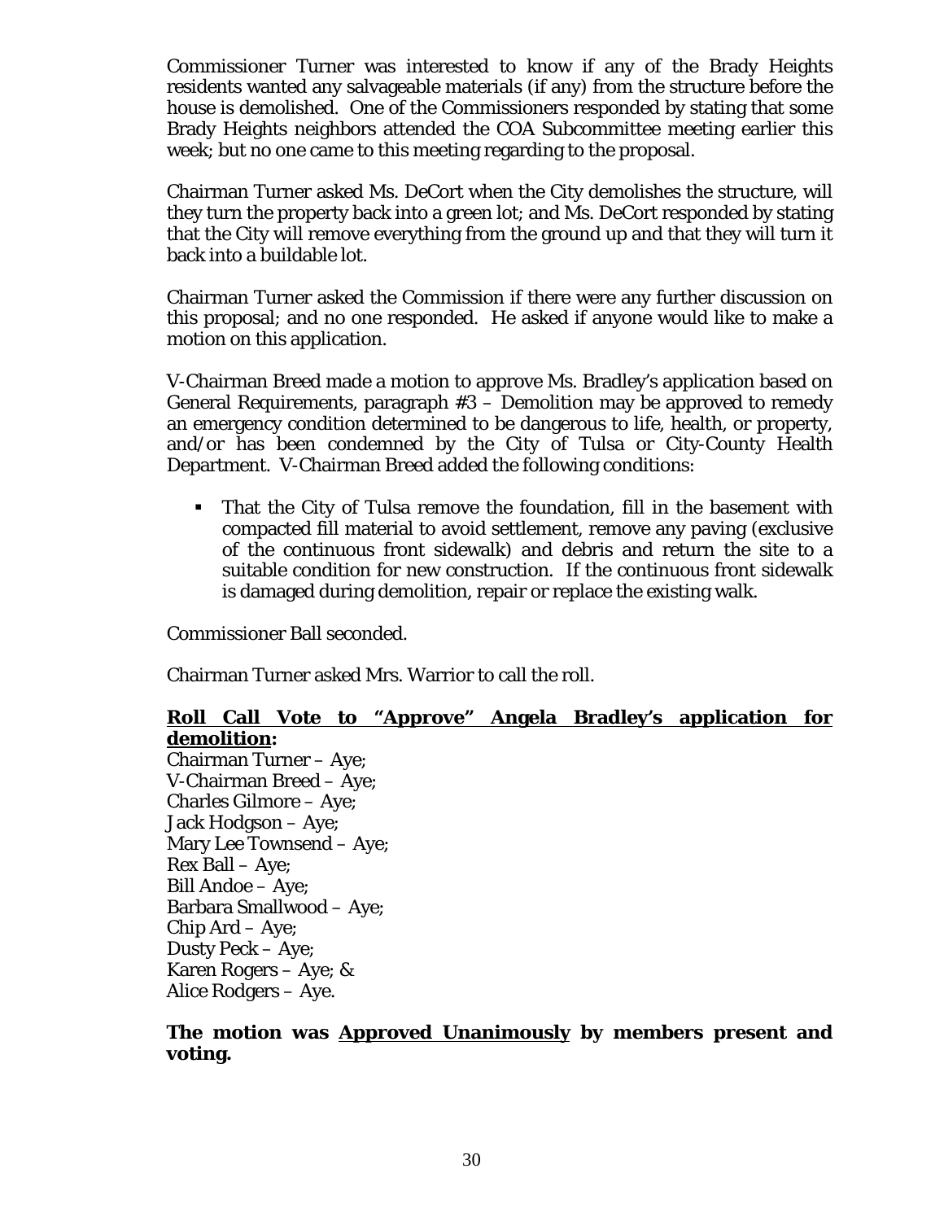Commissioner Turner was interested to know if any of the Brady Heights residents wanted any salvageable materials (if any) from the structure before the house is demolished. One of the Commissioners responded by stating that some Brady Heights neighbors attended the COA Subcommittee meeting earlier this week; but no one came to this meeting regarding to the proposal.

Chairman Turner asked Ms. DeCort when the City demolishes the structure, will they turn the property back into a green lot; and Ms. DeCort responded by stating that the City will remove everything from the ground up and that they will turn it back into a buildable lot.

Chairman Turner asked the Commission if there were any further discussion on this proposal; and no one responded. He asked if anyone would like to make a motion on this application.

V-Chairman Breed made a motion to approve Ms. Bradley's application based on General Requirements, paragraph #3 – Demolition may be approved to remedy an emergency condition determined to be dangerous to life, health, or property, and/or has been condemned by the City of Tulsa or City-County Health Department. V-Chairman Breed added the following conditions:

- That the City of Tulsa remove the foundation, fill in the basement with compacted fill material to avoid settlement, remove any paving (exclusive of the continuous front sidewalk) and debris and return the site to a suitable condition for new construction. If the continuous front sidewalk is damaged during demolition, repair or replace the existing walk.

Commissioner Ball seconded.

Chairman Turner asked Mrs. Warrior to call the roll.

**<u>Roll Call Vote to "Approve" Angela Bradley's application for demolition</u>:**
Chairman Turner – Aye;
V-Chairman Breed – Aye;
Charles Gilmore – Aye;
Jack Hodgson – Aye;
Mary Lee Townsend – Aye;
Rex Ball – Aye;
Bill Andoe – Aye;
Barbara Smallwood – Aye;
Chip Ard – Aye;
Dusty Peck – Aye;
Karen Rogers – Aye; &
Alice Rodgers – Aye.

**The motion was <u>Approved Unanimously</u> by members present and voting.**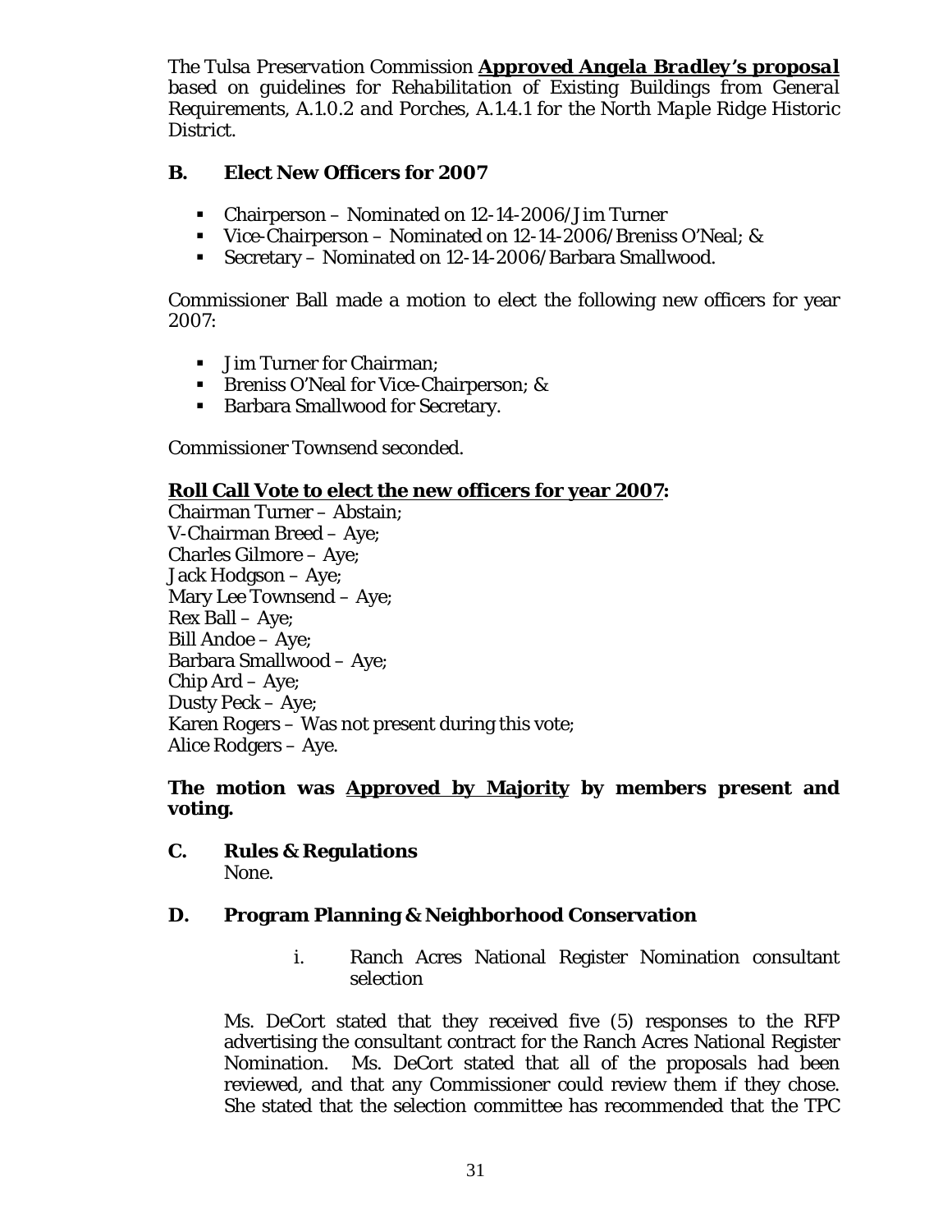*The Tulsa Preservation Commission* ***Approved Angela Bradley's proposal*** *based on guidelines for Rehabilitation of Existing Buildings from General Requirements, A.1.0.2 and Porches, A.1.4.1 for the North Maple Ridge Historic District.*

## B. Elect New Officers for 2007

- Chairperson – Nominated on 12-14-2006/Jim Turner
- Vice-Chairperson – Nominated on 12-14-2006/Breniss O'Neal; &
- Secretary – Nominated on 12-14-2006/Barbara Smallwood.

Commissioner Ball made a motion to elect the following new officers for year 2007:

- Jim Turner for Chairman;
- Breniss O'Neal for Vice-Chairperson; &
- Barbara Smallwood for Secretary.

Commissioner Townsend seconded.

**Roll Call Vote to elect the new officers for year 2007:**

Chairman Turner – Abstain;
V-Chairman Breed – Aye;
Charles Gilmore – Aye;
Jack Hodgson – Aye;
Mary Lee Townsend – Aye;
Rex Ball – Aye;
Bill Andoe – Aye;
Barbara Smallwood – Aye;
Chip Ard – Aye;
Dusty Peck – Aye;
Karen Rogers – Was not present during this vote;
Alice Rodgers – Aye.

**The motion was Approved by Majority by members present and voting.**

## C. Rules & Regulations

None.

## D. Program Planning & Neighborhood Conservation

i. Ranch Acres National Register Nomination consultant selection

Ms. DeCort stated that they received five (5) responses to the RFP advertising the consultant contract for the Ranch Acres National Register Nomination. Ms. DeCort stated that all of the proposals had been reviewed, and that any Commissioner could review them if they chose. She stated that the selection committee has recommended that the TPC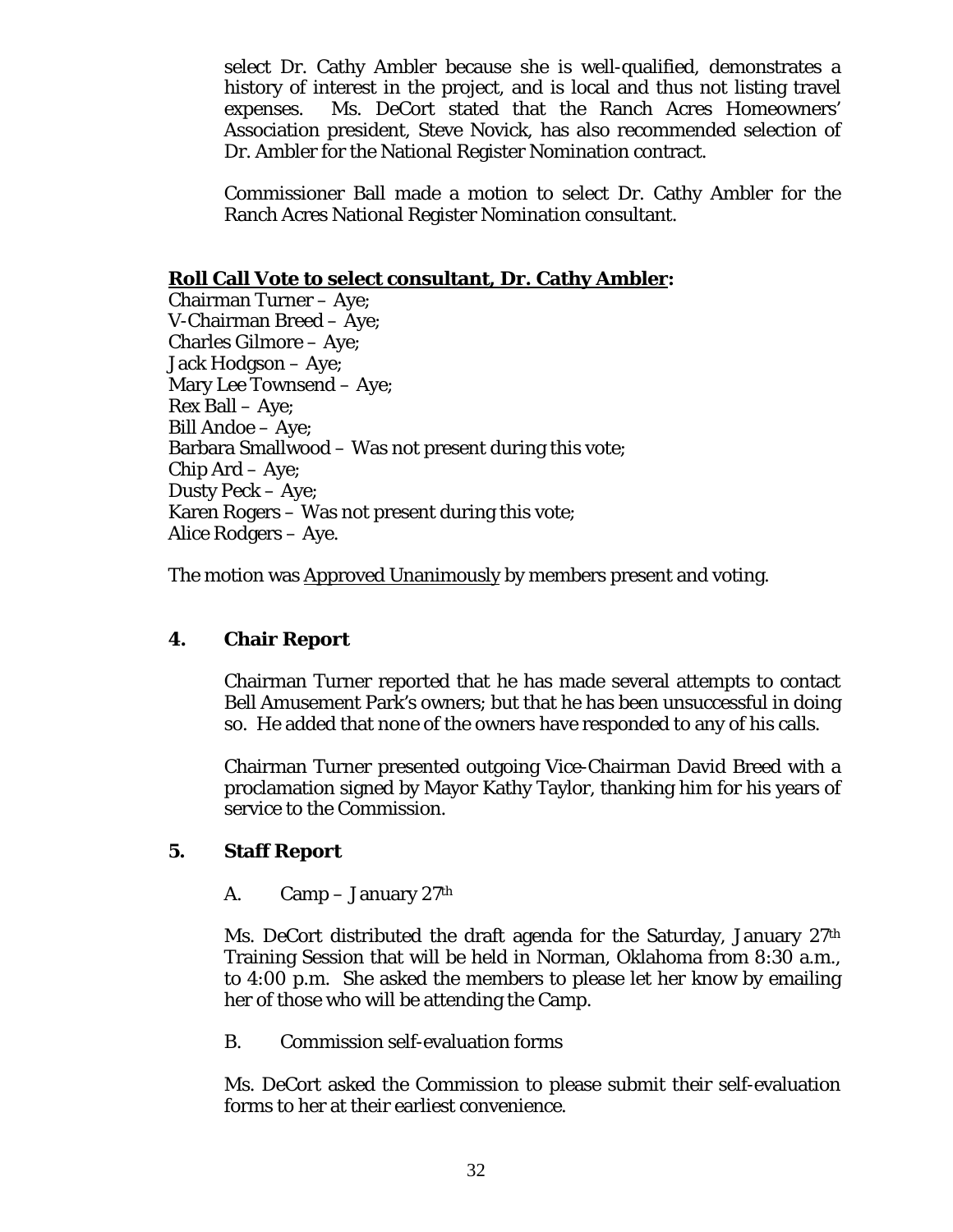select Dr. Cathy Ambler because she is well-qualified, demonstrates a history of interest in the project, and is local and thus not listing travel expenses. Ms. DeCort stated that the Ranch Acres Homeowners' Association president, Steve Novick, has also recommended selection of Dr. Ambler for the National Register Nomination contract.

Commissioner Ball made a motion to select Dr. Cathy Ambler for the Ranch Acres National Register Nomination consultant.

**<u>Roll Call Vote to select consultant, Dr. Cathy Ambler</u>:**

Chairman Turner – Aye;
V-Chairman Breed – Aye;
Charles Gilmore – Aye;
Jack Hodgson – Aye;
Mary Lee Townsend – Aye;
Rex Ball – Aye;
Bill Andoe – Aye;
Barbara Smallwood – Was not present during this vote;
Chip Ard – Aye;
Dusty Peck – Aye;
Karen Rogers – Was not present during this vote;
Alice Rodgers – Aye.

The motion was <u>Approved Unanimously</u> by members present and voting.

## 4. Chair Report

Chairman Turner reported that he has made several attempts to contact Bell Amusement Park's owners; but that he has been unsuccessful in doing so. He added that none of the owners have responded to any of his calls.

Chairman Turner presented outgoing Vice-Chairman David Breed with a proclamation signed by Mayor Kathy Taylor, thanking him for his years of service to the Commission.

## 5. Staff Report

A. Camp – January 27th

Ms. DeCort distributed the draft agenda for the Saturday, January 27th Training Session that will be held in Norman, Oklahoma from 8:30 a.m., to 4:00 p.m. She asked the members to please let her know by emailing her of those who will be attending the Camp.

B. Commission self-evaluation forms

Ms. DeCort asked the Commission to please submit their self-evaluation forms to her at their earliest convenience.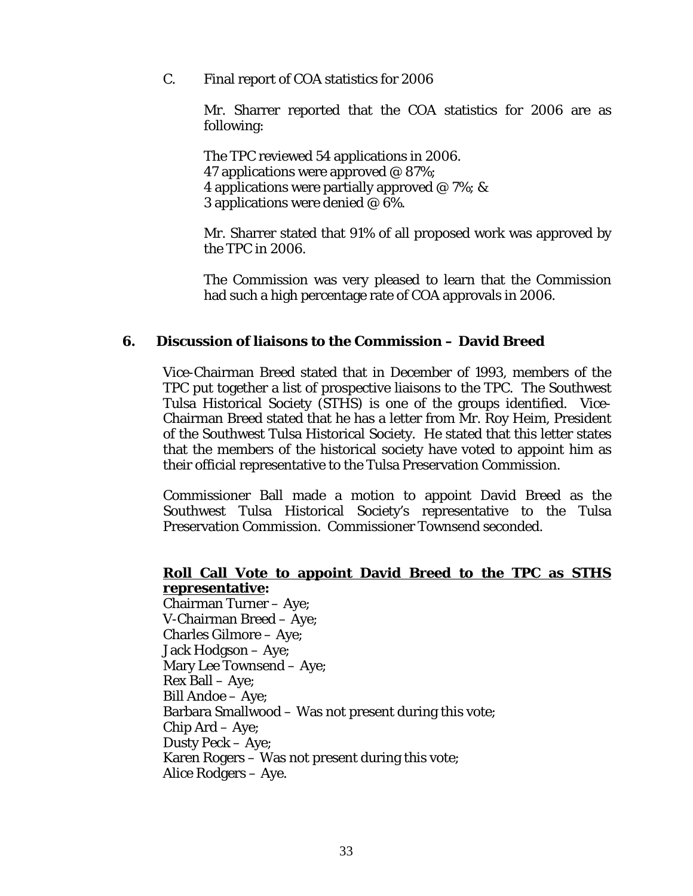C. Final report of COA statistics for 2006

Mr. Sharrer reported that the COA statistics for 2006 are as following:

The TPC reviewed 54 applications in 2006.
47 applications were approved @ 87%;
4 applications were partially approved @ 7%; &
3 applications were denied @ 6%.

Mr. Sharrer stated that 91% of all proposed work was approved by the TPC in 2006.

The Commission was very pleased to learn that the Commission had such a high percentage rate of COA approvals in 2006.

**6. Discussion of liaisons to the Commission – David Breed**

Vice-Chairman Breed stated that in December of 1993, members of the TPC put together a list of prospective liaisons to the TPC. The Southwest Tulsa Historical Society (STHS) is one of the groups identified. Vice-Chairman Breed stated that he has a letter from Mr. Roy Heim, President of the Southwest Tulsa Historical Society. He stated that this letter states that the members of the historical society have voted to appoint him as their official representative to the Tulsa Preservation Commission.

Commissioner Ball made a motion to appoint David Breed as the Southwest Tulsa Historical Society's representative to the Tulsa Preservation Commission. Commissioner Townsend seconded.

**Roll Call Vote to appoint David Breed to the TPC as STHS representative:**

Chairman Turner – Aye;
V-Chairman Breed – Aye;
Charles Gilmore – Aye;
Jack Hodgson – Aye;
Mary Lee Townsend – Aye;
Rex Ball – Aye;
Bill Andoe – Aye;
Barbara Smallwood – Was not present during this vote;
Chip Ard – Aye;
Dusty Peck – Aye;
Karen Rogers – Was not present during this vote;
Alice Rodgers – Aye.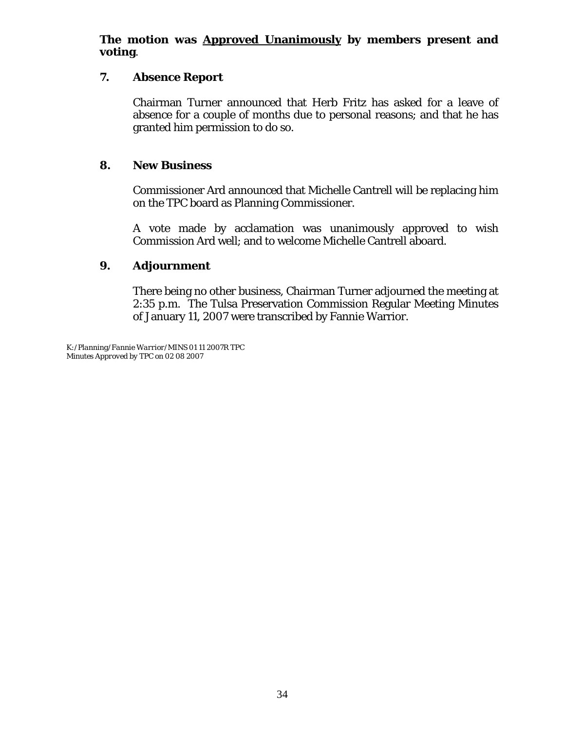**The motion was <u>Approved Unanimously</u> by members present and voting**.

## 7. Absence Report

Chairman Turner announced that Herb Fritz has asked for a leave of absence for a couple of months due to personal reasons; and that he has granted him permission to do so.

## 8. New Business

Commissioner Ard announced that Michelle Cantrell will be replacing him on the TPC board as Planning Commissioner.

A vote made by acclamation was unanimously approved to wish Commission Ard well; and to welcome Michelle Cantrell aboard.

## 9. Adjournment

There being no other business, Chairman Turner adjourned the meeting at 2:35 p.m. The Tulsa Preservation Commission Regular Meeting Minutes of January 11, 2007 were transcribed by Fannie Warrior.

*K:/Planning/Fannie Warrior/MINS 01 11 2007R TPC*
*Minutes Approved by TPC on 02 08 2007*